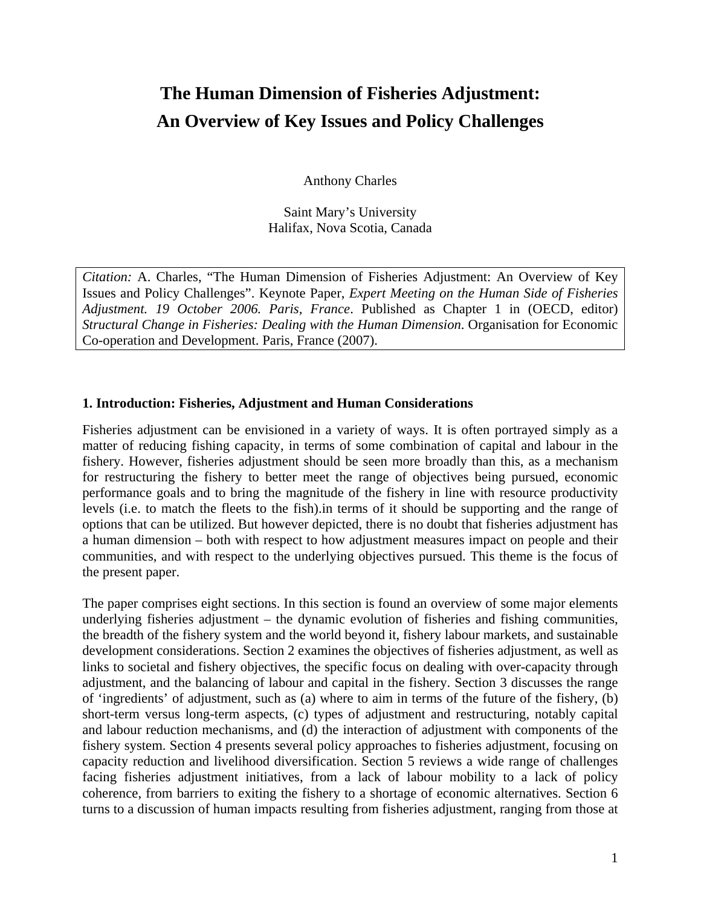# The Human Dimension of Fisheries Adjustment: An Overview of Key Issues and Policy Challenges

Anthony Charles

Saint Mary's University
Halifax, Nova Scotia, Canada

*Citation:* A. Charles, "The Human Dimension of Fisheries Adjustment: An Overview of Key Issues and Policy Challenges". Keynote Paper, *Expert Meeting on the Human Side of Fisheries Adjustment. 19 October 2006. Paris, France*. Published as Chapter 1 in (OECD, editor) *Structural Change in Fisheries: Dealing with the Human Dimension*. Organisation for Economic Co-operation and Development. Paris, France (2007).

## 1. Introduction: Fisheries, Adjustment and Human Considerations

Fisheries adjustment can be envisioned in a variety of ways. It is often portrayed simply as a matter of reducing fishing capacity, in terms of some combination of capital and labour in the fishery. However, fisheries adjustment should be seen more broadly than this, as a mechanism for restructuring the fishery to better meet the range of objectives being pursued, economic performance goals and to bring the magnitude of the fishery in line with resource productivity levels (i.e. to match the fleets to the fish).in terms of it should be supporting and the range of options that can be utilized. But however depicted, there is no doubt that fisheries adjustment has a human dimension – both with respect to how adjustment measures impact on people and their communities, and with respect to the underlying objectives pursued. This theme is the focus of the present paper.

The paper comprises eight sections. In this section is found an overview of some major elements underlying fisheries adjustment – the dynamic evolution of fisheries and fishing communities, the breadth of the fishery system and the world beyond it, fishery labour markets, and sustainable development considerations. Section 2 examines the objectives of fisheries adjustment, as well as links to societal and fishery objectives, the specific focus on dealing with over-capacity through adjustment, and the balancing of labour and capital in the fishery. Section 3 discusses the range of 'ingredients' of adjustment, such as (a) where to aim in terms of the future of the fishery, (b) short-term versus long-term aspects, (c) types of adjustment and restructuring, notably capital and labour reduction mechanisms, and (d) the interaction of adjustment with components of the fishery system. Section 4 presents several policy approaches to fisheries adjustment, focusing on capacity reduction and livelihood diversification. Section 5 reviews a wide range of challenges facing fisheries adjustment initiatives, from a lack of labour mobility to a lack of policy coherence, from barriers to exiting the fishery to a shortage of economic alternatives. Section 6 turns to a discussion of human impacts resulting from fisheries adjustment, ranging from those at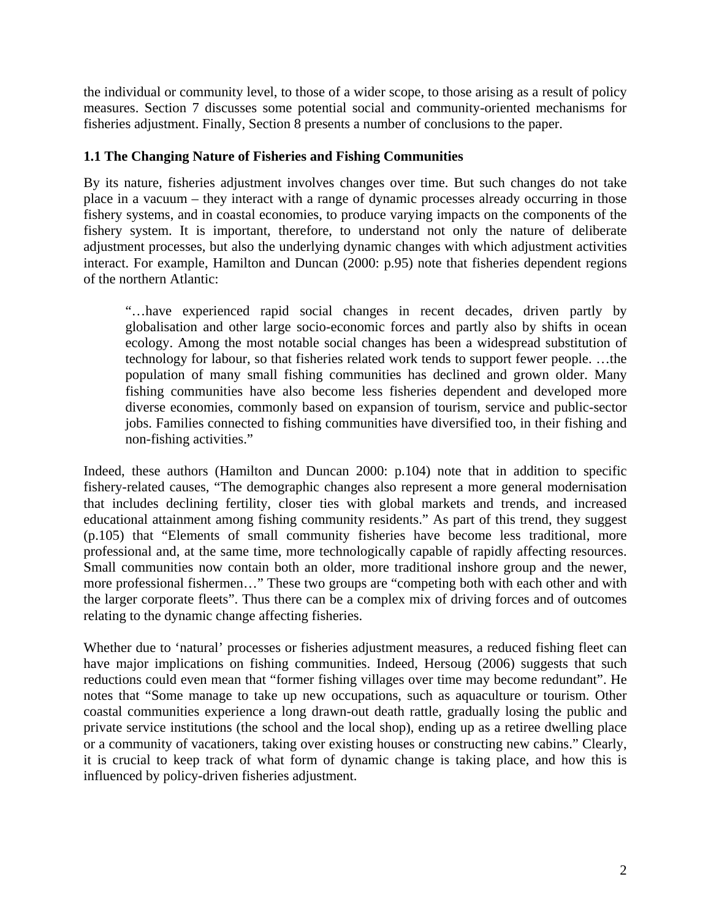the individual or community level, to those of a wider scope, to those arising as a result of policy measures. Section 7 discusses some potential social and community-oriented mechanisms for fisheries adjustment. Finally, Section 8 presents a number of conclusions to the paper.

### 1.1 The Changing Nature of Fisheries and Fishing Communities

By its nature, fisheries adjustment involves changes over time. But such changes do not take place in a vacuum – they interact with a range of dynamic processes already occurring in those fishery systems, and in coastal economies, to produce varying impacts on the components of the fishery system. It is important, therefore, to understand not only the nature of deliberate adjustment processes, but also the underlying dynamic changes with which adjustment activities interact. For example, Hamilton and Duncan (2000: p.95) note that fisheries dependent regions of the northern Atlantic:

> "…have experienced rapid social changes in recent decades, driven partly by globalisation and other large socio-economic forces and partly also by shifts in ocean ecology. Among the most notable social changes has been a widespread substitution of technology for labour, so that fisheries related work tends to support fewer people. …the population of many small fishing communities has declined and grown older. Many fishing communities have also become less fisheries dependent and developed more diverse economies, commonly based on expansion of tourism, service and public-sector jobs. Families connected to fishing communities have diversified too, in their fishing and non-fishing activities."

Indeed, these authors (Hamilton and Duncan 2000: p.104) note that in addition to specific fishery-related causes, "The demographic changes also represent a more general modernisation that includes declining fertility, closer ties with global markets and trends, and increased educational attainment among fishing community residents." As part of this trend, they suggest (p.105) that "Elements of small community fisheries have become less traditional, more professional and, at the same time, more technologically capable of rapidly affecting resources. Small communities now contain both an older, more traditional inshore group and the newer, more professional fishermen…" These two groups are "competing both with each other and with the larger corporate fleets". Thus there can be a complex mix of driving forces and of outcomes relating to the dynamic change affecting fisheries.

Whether due to 'natural' processes or fisheries adjustment measures, a reduced fishing fleet can have major implications on fishing communities. Indeed, Hersoug (2006) suggests that such reductions could even mean that "former fishing villages over time may become redundant". He notes that "Some manage to take up new occupations, such as aquaculture or tourism. Other coastal communities experience a long drawn-out death rattle, gradually losing the public and private service institutions (the school and the local shop), ending up as a retiree dwelling place or a community of vacationers, taking over existing houses or constructing new cabins." Clearly, it is crucial to keep track of what form of dynamic change is taking place, and how this is influenced by policy-driven fisheries adjustment.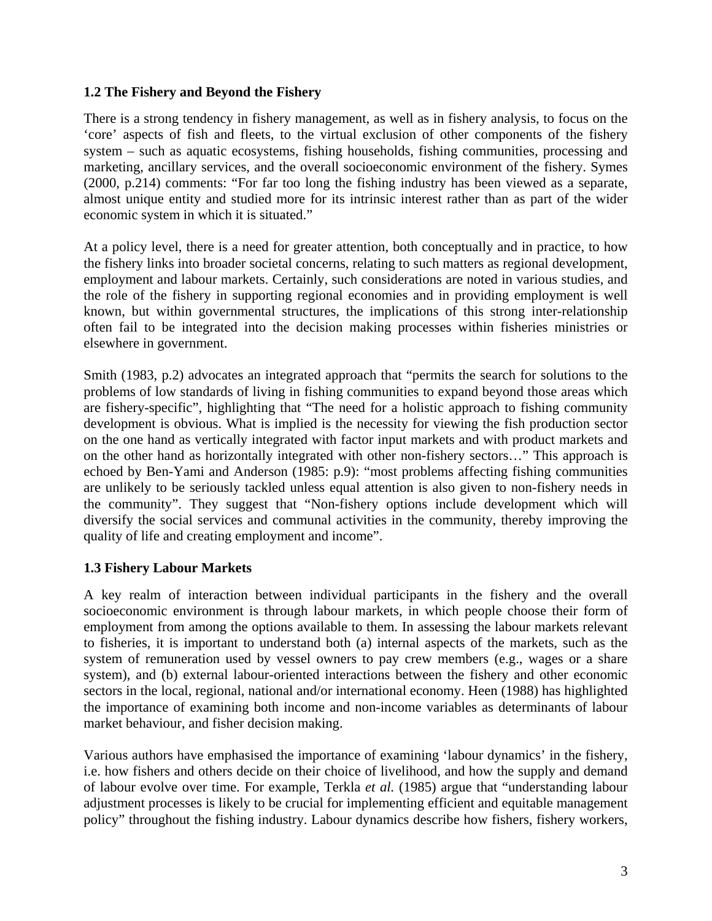### 1.2 The Fishery and Beyond the Fishery

There is a strong tendency in fishery management, as well as in fishery analysis, to focus on the 'core' aspects of fish and fleets, to the virtual exclusion of other components of the fishery system – such as aquatic ecosystems, fishing households, fishing communities, processing and marketing, ancillary services, and the overall socioeconomic environment of the fishery. Symes (2000, p.214) comments: "For far too long the fishing industry has been viewed as a separate, almost unique entity and studied more for its intrinsic interest rather than as part of the wider economic system in which it is situated."

At a policy level, there is a need for greater attention, both conceptually and in practice, to how the fishery links into broader societal concerns, relating to such matters as regional development, employment and labour markets. Certainly, such considerations are noted in various studies, and the role of the fishery in supporting regional economies and in providing employment is well known, but within governmental structures, the implications of this strong inter-relationship often fail to be integrated into the decision making processes within fisheries ministries or elsewhere in government.

Smith (1983, p.2) advocates an integrated approach that "permits the search for solutions to the problems of low standards of living in fishing communities to expand beyond those areas which are fishery-specific", highlighting that "The need for a holistic approach to fishing community development is obvious. What is implied is the necessity for viewing the fish production sector on the one hand as vertically integrated with factor input markets and with product markets and on the other hand as horizontally integrated with other non-fishery sectors…" This approach is echoed by Ben-Yami and Anderson (1985: p.9): "most problems affecting fishing communities are unlikely to be seriously tackled unless equal attention is also given to non-fishery needs in the community". They suggest that "Non-fishery options include development which will diversify the social services and communal activities in the community, thereby improving the quality of life and creating employment and income".

### 1.3 Fishery Labour Markets

A key realm of interaction between individual participants in the fishery and the overall socioeconomic environment is through labour markets, in which people choose their form of employment from among the options available to them. In assessing the labour markets relevant to fisheries, it is important to understand both (a) internal aspects of the markets, such as the system of remuneration used by vessel owners to pay crew members (e.g., wages or a share system), and (b) external labour-oriented interactions between the fishery and other economic sectors in the local, regional, national and/or international economy. Heen (1988) has highlighted the importance of examining both income and non-income variables as determinants of labour market behaviour, and fisher decision making.

Various authors have emphasised the importance of examining 'labour dynamics' in the fishery, i.e. how fishers and others decide on their choice of livelihood, and how the supply and demand of labour evolve over time. For example, Terkla *et al.* (1985) argue that "understanding labour adjustment processes is likely to be crucial for implementing efficient and equitable management policy" throughout the fishing industry. Labour dynamics describe how fishers, fishery workers,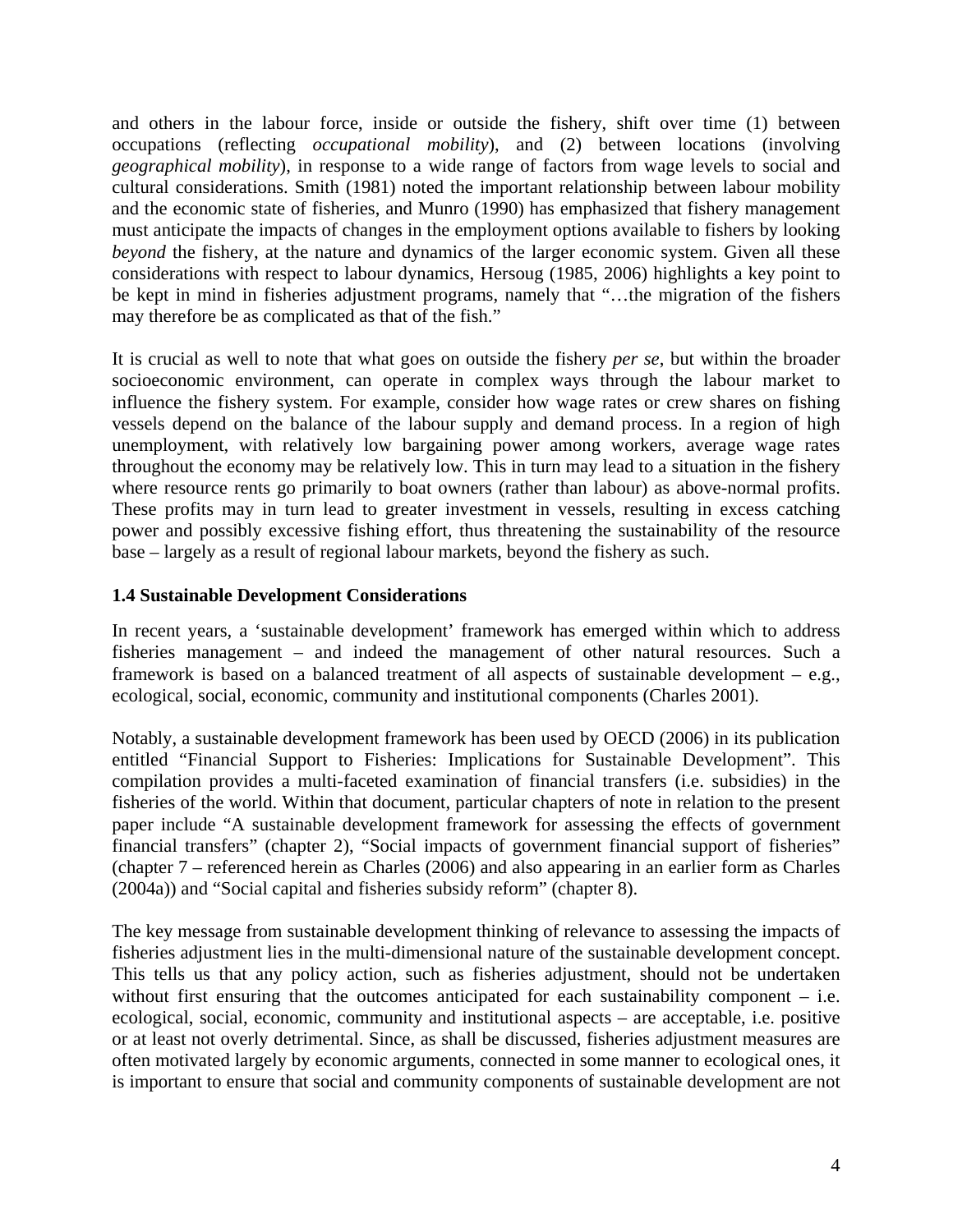and others in the labour force, inside or outside the fishery, shift over time (1) between occupations (reflecting *occupational mobility*), and (2) between locations (involving *geographical mobility*), in response to a wide range of factors from wage levels to social and cultural considerations. Smith (1981) noted the important relationship between labour mobility and the economic state of fisheries, and Munro (1990) has emphasized that fishery management must anticipate the impacts of changes in the employment options available to fishers by looking *beyond* the fishery, at the nature and dynamics of the larger economic system. Given all these considerations with respect to labour dynamics, Hersoug (1985, 2006) highlights a key point to be kept in mind in fisheries adjustment programs, namely that "…the migration of the fishers may therefore be as complicated as that of the fish."

It is crucial as well to note that what goes on outside the fishery *per se*, but within the broader socioeconomic environment, can operate in complex ways through the labour market to influence the fishery system. For example, consider how wage rates or crew shares on fishing vessels depend on the balance of the labour supply and demand process. In a region of high unemployment, with relatively low bargaining power among workers, average wage rates throughout the economy may be relatively low. This in turn may lead to a situation in the fishery where resource rents go primarily to boat owners (rather than labour) as above-normal profits. These profits may in turn lead to greater investment in vessels, resulting in excess catching power and possibly excessive fishing effort, thus threatening the sustainability of the resource base – largely as a result of regional labour markets, beyond the fishery as such.

### 1.4 Sustainable Development Considerations

In recent years, a 'sustainable development' framework has emerged within which to address fisheries management – and indeed the management of other natural resources. Such a framework is based on a balanced treatment of all aspects of sustainable development – e.g., ecological, social, economic, community and institutional components (Charles 2001).

Notably, a sustainable development framework has been used by OECD (2006) in its publication entitled "Financial Support to Fisheries: Implications for Sustainable Development". This compilation provides a multi-faceted examination of financial transfers (i.e. subsidies) in the fisheries of the world. Within that document, particular chapters of note in relation to the present paper include "A sustainable development framework for assessing the effects of government financial transfers" (chapter 2), "Social impacts of government financial support of fisheries" (chapter 7 – referenced herein as Charles (2006) and also appearing in an earlier form as Charles (2004a)) and "Social capital and fisheries subsidy reform" (chapter 8).

The key message from sustainable development thinking of relevance to assessing the impacts of fisheries adjustment lies in the multi-dimensional nature of the sustainable development concept. This tells us that any policy action, such as fisheries adjustment, should not be undertaken without first ensuring that the outcomes anticipated for each sustainability component – i.e. ecological, social, economic, community and institutional aspects – are acceptable, i.e. positive or at least not overly detrimental. Since, as shall be discussed, fisheries adjustment measures are often motivated largely by economic arguments, connected in some manner to ecological ones, it is important to ensure that social and community components of sustainable development are not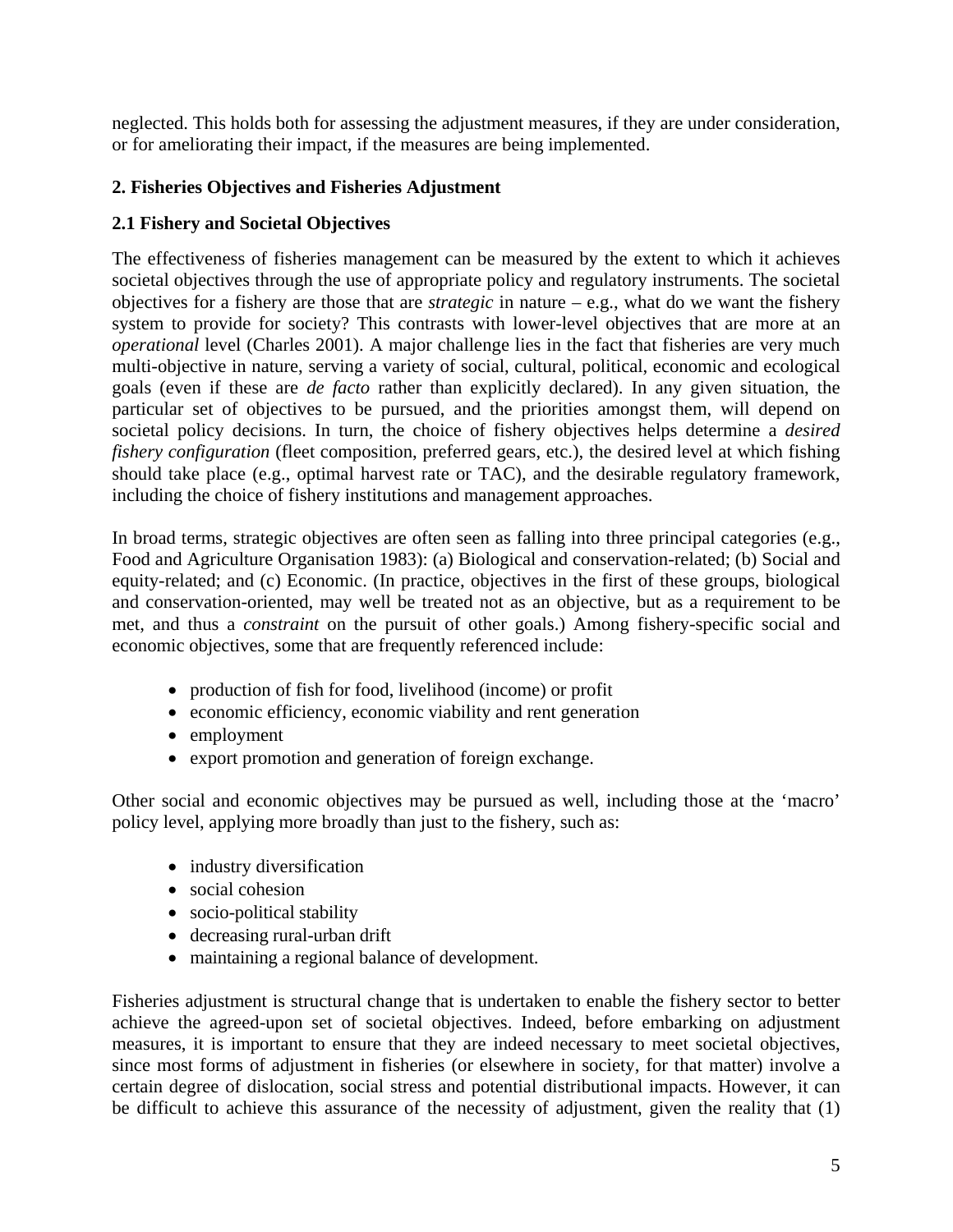neglected. This holds both for assessing the adjustment measures, if they are under consideration, or for ameliorating their impact, if the measures are being implemented.

## 2. Fisheries Objectives and Fisheries Adjustment

### 2.1 Fishery and Societal Objectives

The effectiveness of fisheries management can be measured by the extent to which it achieves societal objectives through the use of appropriate policy and regulatory instruments. The societal objectives for a fishery are those that are *strategic* in nature – e.g., what do we want the fishery system to provide for society? This contrasts with lower-level objectives that are more at an *operational* level (Charles 2001). A major challenge lies in the fact that fisheries are very much multi-objective in nature, serving a variety of social, cultural, political, economic and ecological goals (even if these are *de facto* rather than explicitly declared). In any given situation, the particular set of objectives to be pursued, and the priorities amongst them, will depend on societal policy decisions. In turn, the choice of fishery objectives helps determine a *desired fishery configuration* (fleet composition, preferred gears, etc.), the desired level at which fishing should take place (e.g., optimal harvest rate or TAC), and the desirable regulatory framework, including the choice of fishery institutions and management approaches.

In broad terms, strategic objectives are often seen as falling into three principal categories (e.g., Food and Agriculture Organisation 1983): (a) Biological and conservation-related; (b) Social and equity-related; and (c) Economic. (In practice, objectives in the first of these groups, biological and conservation-oriented, may well be treated not as an objective, but as a requirement to be met, and thus a *constraint* on the pursuit of other goals.) Among fishery-specific social and economic objectives, some that are frequently referenced include:

- production of fish for food, livelihood (income) or profit
- economic efficiency, economic viability and rent generation
- employment
- export promotion and generation of foreign exchange.

Other social and economic objectives may be pursued as well, including those at the 'macro' policy level, applying more broadly than just to the fishery, such as:

- industry diversification
- social cohesion
- socio-political stability
- decreasing rural-urban drift
- maintaining a regional balance of development.

Fisheries adjustment is structural change that is undertaken to enable the fishery sector to better achieve the agreed-upon set of societal objectives. Indeed, before embarking on adjustment measures, it is important to ensure that they are indeed necessary to meet societal objectives, since most forms of adjustment in fisheries (or elsewhere in society, for that matter) involve a certain degree of dislocation, social stress and potential distributional impacts. However, it can be difficult to achieve this assurance of the necessity of adjustment, given the reality that (1)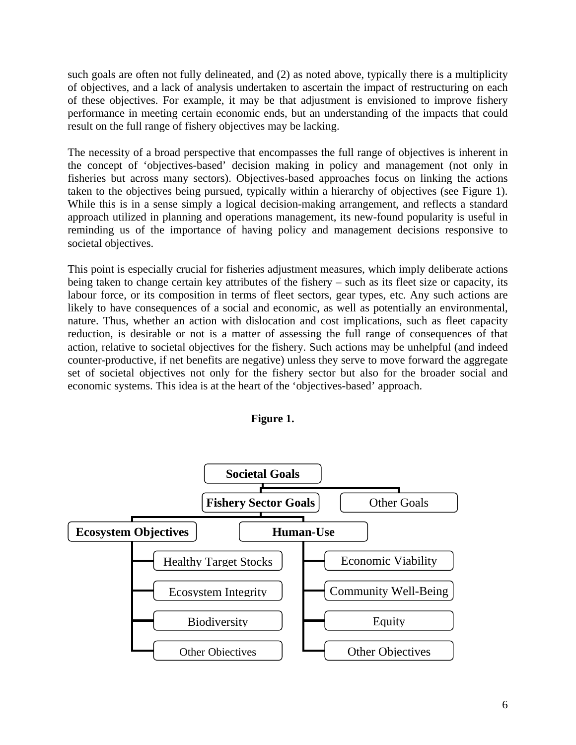such goals are often not fully delineated, and (2) as noted above, typically there is a multiplicity of objectives, and a lack of analysis undertaken to ascertain the impact of restructuring on each of these objectives. For example, it may be that adjustment is envisioned to improve fishery performance in meeting certain economic ends, but an understanding of the impacts that could result on the full range of fishery objectives may be lacking.

The necessity of a broad perspective that encompasses the full range of objectives is inherent in the concept of 'objectives-based' decision making in policy and management (not only in fisheries but across many sectors). Objectives-based approaches focus on linking the actions taken to the objectives being pursued, typically within a hierarchy of objectives (see Figure 1). While this is in a sense simply a logical decision-making arrangement, and reflects a standard approach utilized in planning and operations management, its new-found popularity is useful in reminding us of the importance of having policy and management decisions responsive to societal objectives.

This point is especially crucial for fisheries adjustment measures, which imply deliberate actions being taken to change certain key attributes of the fishery – such as its fleet size or capacity, its labour force, or its composition in terms of fleet sectors, gear types, etc. Any such actions are likely to have consequences of a social and economic, as well as potentially an environmental, nature. Thus, whether an action with dislocation and cost implications, such as fleet capacity reduction, is desirable or not is a matter of assessing the full range of consequences of that action, relative to societal objectives for the fishery. Such actions may be unhelpful (and indeed counter-productive, if net benefits are negative) unless they serve to move forward the aggregate set of societal objectives not only for the fishery sector but also for the broader social and economic systems. This idea is at the heart of the 'objectives-based' approach.

**Figure 1.**

- **Societal Goals**
  - **Fishery Sector Goals**
    - **Ecosystem Objectives**
      - Healthy Target Stocks
      - Ecosystem Integrity
      - Biodiversity
      - Other Objectives
    - **Human-Use**
      - Economic Viability
      - Community Well-Being
      - Equity
      - Other Objectives
  - Other Goals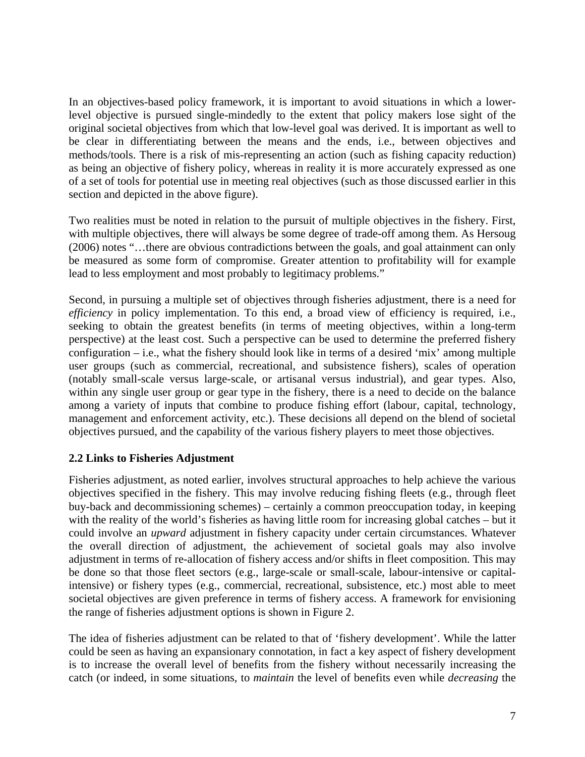In an objectives-based policy framework, it is important to avoid situations in which a lower-level objective is pursued single-mindedly to the extent that policy makers lose sight of the original societal objectives from which that low-level goal was derived. It is important as well to be clear in differentiating between the means and the ends, i.e., between objectives and methods/tools. There is a risk of mis-representing an action (such as fishing capacity reduction) as being an objective of fishery policy, whereas in reality it is more accurately expressed as one of a set of tools for potential use in meeting real objectives (such as those discussed earlier in this section and depicted in the above figure).

Two realities must be noted in relation to the pursuit of multiple objectives in the fishery. First, with multiple objectives, there will always be some degree of trade-off among them. As Hersoug (2006) notes "…there are obvious contradictions between the goals, and goal attainment can only be measured as some form of compromise. Greater attention to profitability will for example lead to less employment and most probably to legitimacy problems."

Second, in pursuing a multiple set of objectives through fisheries adjustment, there is a need for *efficiency* in policy implementation. To this end, a broad view of efficiency is required, i.e., seeking to obtain the greatest benefits (in terms of meeting objectives, within a long-term perspective) at the least cost. Such a perspective can be used to determine the preferred fishery configuration – i.e., what the fishery should look like in terms of a desired 'mix' among multiple user groups (such as commercial, recreational, and subsistence fishers), scales of operation (notably small-scale versus large-scale, or artisanal versus industrial), and gear types. Also, within any single user group or gear type in the fishery, there is a need to decide on the balance among a variety of inputs that combine to produce fishing effort (labour, capital, technology, management and enforcement activity, etc.). These decisions all depend on the blend of societal objectives pursued, and the capability of the various fishery players to meet those objectives.

### 2.2 Links to Fisheries Adjustment

Fisheries adjustment, as noted earlier, involves structural approaches to help achieve the various objectives specified in the fishery. This may involve reducing fishing fleets (e.g., through fleet buy-back and decommissioning schemes) – certainly a common preoccupation today, in keeping with the reality of the world's fisheries as having little room for increasing global catches – but it could involve an *upward* adjustment in fishery capacity under certain circumstances. Whatever the overall direction of adjustment, the achievement of societal goals may also involve adjustment in terms of re-allocation of fishery access and/or shifts in fleet composition. This may be done so that those fleet sectors (e.g., large-scale or small-scale, labour-intensive or capital-intensive) or fishery types (e.g., commercial, recreational, subsistence, etc.) most able to meet societal objectives are given preference in terms of fishery access. A framework for envisioning the range of fisheries adjustment options is shown in Figure 2.

The idea of fisheries adjustment can be related to that of 'fishery development'. While the latter could be seen as having an expansionary connotation, in fact a key aspect of fishery development is to increase the overall level of benefits from the fishery without necessarily increasing the catch (or indeed, in some situations, to *maintain* the level of benefits even while *decreasing* the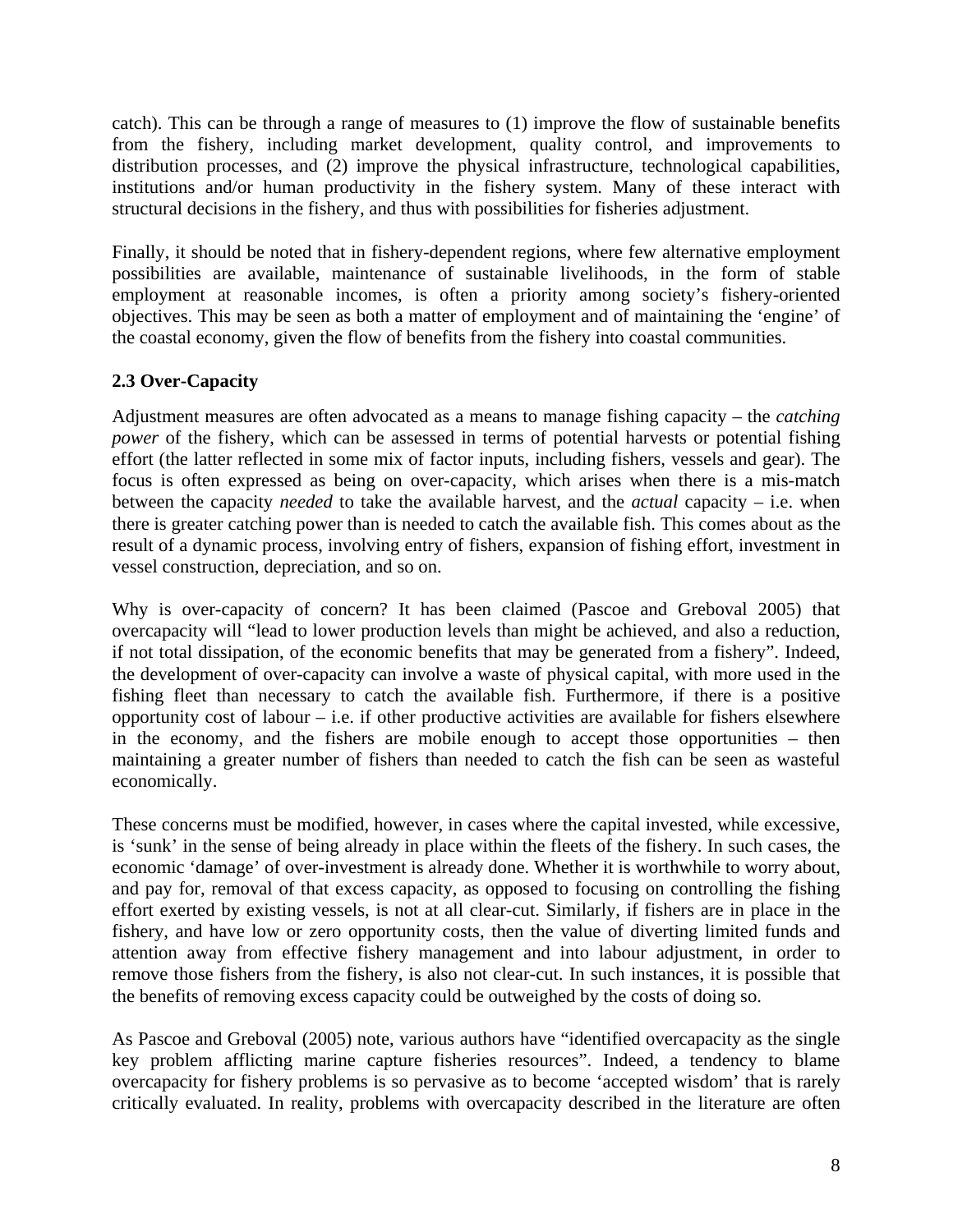catch). This can be through a range of measures to (1) improve the flow of sustainable benefits from the fishery, including market development, quality control, and improvements to distribution processes, and (2) improve the physical infrastructure, technological capabilities, institutions and/or human productivity in the fishery system. Many of these interact with structural decisions in the fishery, and thus with possibilities for fisheries adjustment.

Finally, it should be noted that in fishery-dependent regions, where few alternative employment possibilities are available, maintenance of sustainable livelihoods, in the form of stable employment at reasonable incomes, is often a priority among society's fishery-oriented objectives. This may be seen as both a matter of employment and of maintaining the 'engine' of the coastal economy, given the flow of benefits from the fishery into coastal communities.

### 2.3 Over-Capacity

Adjustment measures are often advocated as a means to manage fishing capacity – the *catching power* of the fishery, which can be assessed in terms of potential harvests or potential fishing effort (the latter reflected in some mix of factor inputs, including fishers, vessels and gear). The focus is often expressed as being on over-capacity, which arises when there is a mis-match between the capacity *needed* to take the available harvest, and the *actual* capacity – i.e. when there is greater catching power than is needed to catch the available fish. This comes about as the result of a dynamic process, involving entry of fishers, expansion of fishing effort, investment in vessel construction, depreciation, and so on.

Why is over-capacity of concern? It has been claimed (Pascoe and Greboval 2005) that overcapacity will "lead to lower production levels than might be achieved, and also a reduction, if not total dissipation, of the economic benefits that may be generated from a fishery". Indeed, the development of over-capacity can involve a waste of physical capital, with more used in the fishing fleet than necessary to catch the available fish. Furthermore, if there is a positive opportunity cost of labour – i.e. if other productive activities are available for fishers elsewhere in the economy, and the fishers are mobile enough to accept those opportunities – then maintaining a greater number of fishers than needed to catch the fish can be seen as wasteful economically.

These concerns must be modified, however, in cases where the capital invested, while excessive, is 'sunk' in the sense of being already in place within the fleets of the fishery. In such cases, the economic 'damage' of over-investment is already done. Whether it is worthwhile to worry about, and pay for, removal of that excess capacity, as opposed to focusing on controlling the fishing effort exerted by existing vessels, is not at all clear-cut. Similarly, if fishers are in place in the fishery, and have low or zero opportunity costs, then the value of diverting limited funds and attention away from effective fishery management and into labour adjustment, in order to remove those fishers from the fishery, is also not clear-cut. In such instances, it is possible that the benefits of removing excess capacity could be outweighed by the costs of doing so.

As Pascoe and Greboval (2005) note, various authors have "identified overcapacity as the single key problem afflicting marine capture fisheries resources". Indeed, a tendency to blame overcapacity for fishery problems is so pervasive as to become 'accepted wisdom' that is rarely critically evaluated. In reality, problems with overcapacity described in the literature are often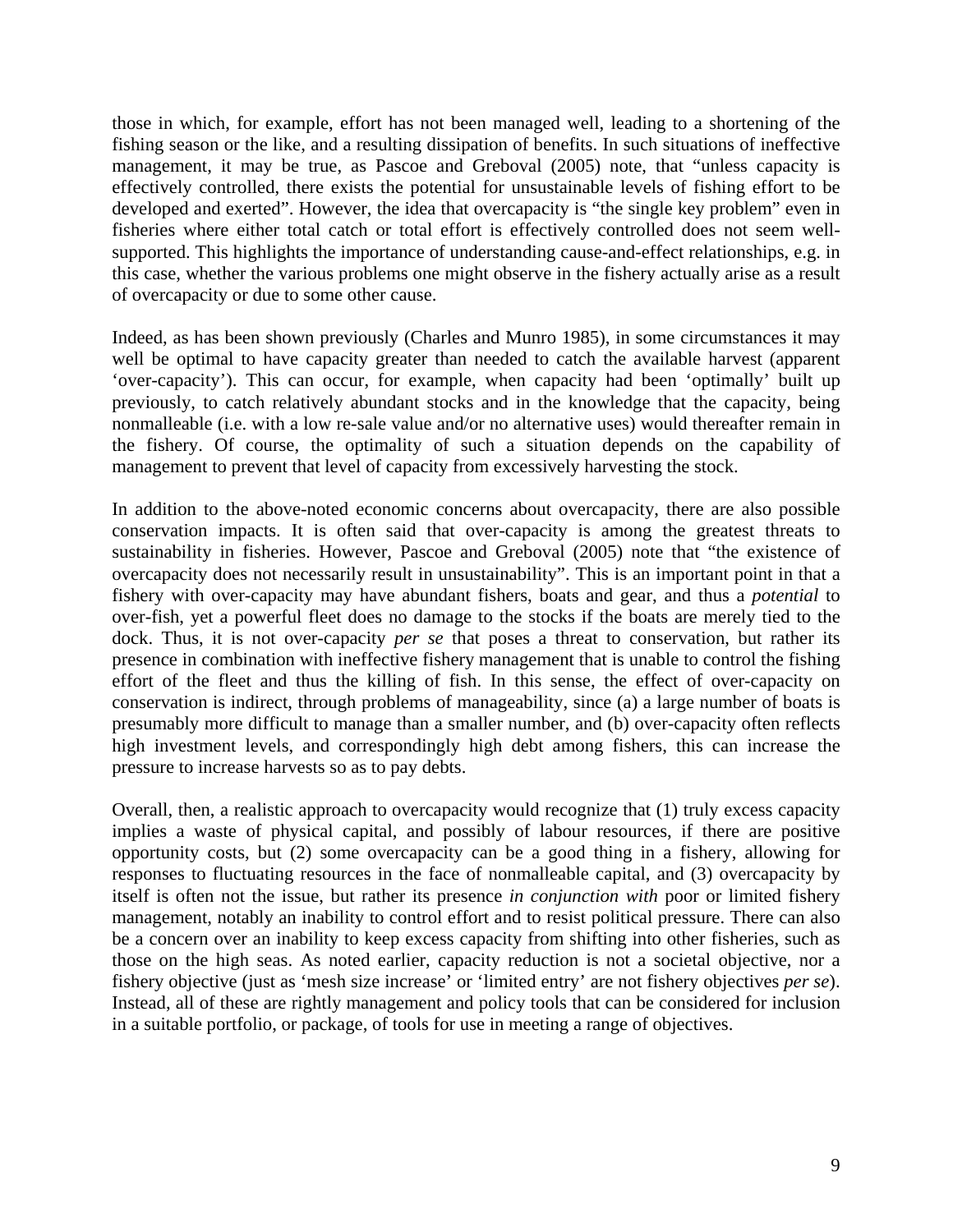those in which, for example, effort has not been managed well, leading to a shortening of the fishing season or the like, and a resulting dissipation of benefits. In such situations of ineffective management, it may be true, as Pascoe and Greboval (2005) note, that "unless capacity is effectively controlled, there exists the potential for unsustainable levels of fishing effort to be developed and exerted". However, the idea that overcapacity is "the single key problem" even in fisheries where either total catch or total effort is effectively controlled does not seem well-supported. This highlights the importance of understanding cause-and-effect relationships, e.g. in this case, whether the various problems one might observe in the fishery actually arise as a result of overcapacity or due to some other cause.

Indeed, as has been shown previously (Charles and Munro 1985), in some circumstances it may well be optimal to have capacity greater than needed to catch the available harvest (apparent 'over-capacity'). This can occur, for example, when capacity had been 'optimally' built up previously, to catch relatively abundant stocks and in the knowledge that the capacity, being nonmalleable (i.e. with a low re-sale value and/or no alternative uses) would thereafter remain in the fishery. Of course, the optimality of such a situation depends on the capability of management to prevent that level of capacity from excessively harvesting the stock.

In addition to the above-noted economic concerns about overcapacity, there are also possible conservation impacts. It is often said that over-capacity is among the greatest threats to sustainability in fisheries. However, Pascoe and Greboval (2005) note that "the existence of overcapacity does not necessarily result in unsustainability". This is an important point in that a fishery with over-capacity may have abundant fishers, boats and gear, and thus a *potential* to over-fish, yet a powerful fleet does no damage to the stocks if the boats are merely tied to the dock. Thus, it is not over-capacity *per se* that poses a threat to conservation, but rather its presence in combination with ineffective fishery management that is unable to control the fishing effort of the fleet and thus the killing of fish. In this sense, the effect of over-capacity on conservation is indirect, through problems of manageability, since (a) a large number of boats is presumably more difficult to manage than a smaller number, and (b) over-capacity often reflects high investment levels, and correspondingly high debt among fishers, this can increase the pressure to increase harvests so as to pay debts.

Overall, then, a realistic approach to overcapacity would recognize that (1) truly excess capacity implies a waste of physical capital, and possibly of labour resources, if there are positive opportunity costs, but (2) some overcapacity can be a good thing in a fishery, allowing for responses to fluctuating resources in the face of nonmalleable capital, and (3) overcapacity by itself is often not the issue, but rather its presence *in conjunction with* poor or limited fishery management, notably an inability to control effort and to resist political pressure. There can also be a concern over an inability to keep excess capacity from shifting into other fisheries, such as those on the high seas. As noted earlier, capacity reduction is not a societal objective, nor a fishery objective (just as 'mesh size increase' or 'limited entry' are not fishery objectives *per se*). Instead, all of these are rightly management and policy tools that can be considered for inclusion in a suitable portfolio, or package, of tools for use in meeting a range of objectives.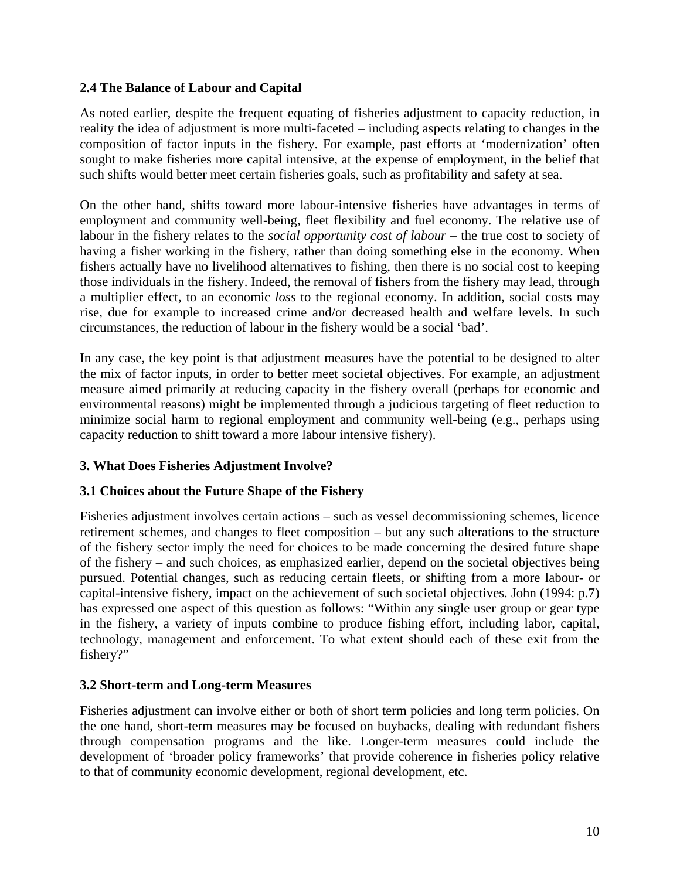### 2.4 The Balance of Labour and Capital

As noted earlier, despite the frequent equating of fisheries adjustment to capacity reduction, in reality the idea of adjustment is more multi-faceted – including aspects relating to changes in the composition of factor inputs in the fishery. For example, past efforts at 'modernization' often sought to make fisheries more capital intensive, at the expense of employment, in the belief that such shifts would better meet certain fisheries goals, such as profitability and safety at sea.

On the other hand, shifts toward more labour-intensive fisheries have advantages in terms of employment and community well-being, fleet flexibility and fuel economy. The relative use of labour in the fishery relates to the *social opportunity cost of labour* – the true cost to society of having a fisher working in the fishery, rather than doing something else in the economy. When fishers actually have no livelihood alternatives to fishing, then there is no social cost to keeping those individuals in the fishery. Indeed, the removal of fishers from the fishery may lead, through a multiplier effect, to an economic *loss* to the regional economy. In addition, social costs may rise, due for example to increased crime and/or decreased health and welfare levels. In such circumstances, the reduction of labour in the fishery would be a social 'bad'.

In any case, the key point is that adjustment measures have the potential to be designed to alter the mix of factor inputs, in order to better meet societal objectives. For example, an adjustment measure aimed primarily at reducing capacity in the fishery overall (perhaps for economic and environmental reasons) might be implemented through a judicious targeting of fleet reduction to minimize social harm to regional employment and community well-being (e.g., perhaps using capacity reduction to shift toward a more labour intensive fishery).

## 3. What Does Fisheries Adjustment Involve?

### 3.1 Choices about the Future Shape of the Fishery

Fisheries adjustment involves certain actions – such as vessel decommissioning schemes, licence retirement schemes, and changes to fleet composition – but any such alterations to the structure of the fishery sector imply the need for choices to be made concerning the desired future shape of the fishery – and such choices, as emphasized earlier, depend on the societal objectives being pursued. Potential changes, such as reducing certain fleets, or shifting from a more labour- or capital-intensive fishery, impact on the achievement of such societal objectives. John (1994: p.7) has expressed one aspect of this question as follows: "Within any single user group or gear type in the fishery, a variety of inputs combine to produce fishing effort, including labor, capital, technology, management and enforcement. To what extent should each of these exit from the fishery?"

### 3.2 Short-term and Long-term Measures

Fisheries adjustment can involve either or both of short term policies and long term policies. On the one hand, short-term measures may be focused on buybacks, dealing with redundant fishers through compensation programs and the like. Longer-term measures could include the development of 'broader policy frameworks' that provide coherence in fisheries policy relative to that of community economic development, regional development, etc.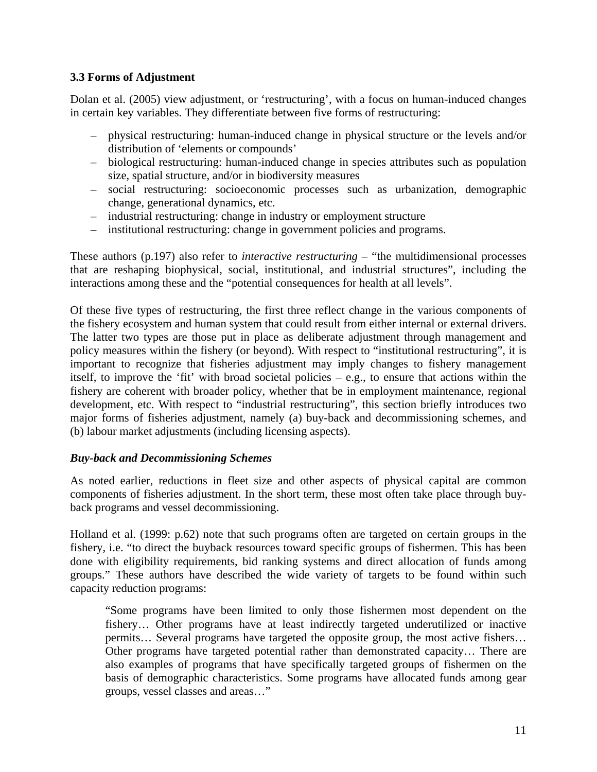### 3.3 Forms of Adjustment

Dolan et al. (2005) view adjustment, or 'restructuring', with a focus on human-induced changes in certain key variables. They differentiate between five forms of restructuring:

- physical restructuring: human-induced change in physical structure or the levels and/or distribution of 'elements or compounds'
- biological restructuring: human-induced change in species attributes such as population size, spatial structure, and/or in biodiversity measures
- social restructuring: socioeconomic processes such as urbanization, demographic change, generational dynamics, etc.
- industrial restructuring: change in industry or employment structure
- institutional restructuring: change in government policies and programs.

These authors (p.197) also refer to *interactive restructuring* – "the multidimensional processes that are reshaping biophysical, social, institutional, and industrial structures", including the interactions among these and the "potential consequences for health at all levels".

Of these five types of restructuring, the first three reflect change in the various components of the fishery ecosystem and human system that could result from either internal or external drivers. The latter two types are those put in place as deliberate adjustment through management and policy measures within the fishery (or beyond). With respect to "institutional restructuring", it is important to recognize that fisheries adjustment may imply changes to fishery management itself, to improve the 'fit' with broad societal policies – e.g., to ensure that actions within the fishery are coherent with broader policy, whether that be in employment maintenance, regional development, etc. With respect to "industrial restructuring", this section briefly introduces two major forms of fisheries adjustment, namely (a) buy-back and decommissioning schemes, and (b) labour market adjustments (including licensing aspects).

#### *Buy-back and Decommissioning Schemes*

As noted earlier, reductions in fleet size and other aspects of physical capital are common components of fisheries adjustment. In the short term, these most often take place through buy-back programs and vessel decommissioning.

Holland et al. (1999: p.62) note that such programs often are targeted on certain groups in the fishery, i.e. "to direct the buyback resources toward specific groups of fishermen. This has been done with eligibility requirements, bid ranking systems and direct allocation of funds among groups." These authors have described the wide variety of targets to be found within such capacity reduction programs:

> "Some programs have been limited to only those fishermen most dependent on the fishery… Other programs have at least indirectly targeted underutilized or inactive permits… Several programs have targeted the opposite group, the most active fishers… Other programs have targeted potential rather than demonstrated capacity… There are also examples of programs that have specifically targeted groups of fishermen on the basis of demographic characteristics. Some programs have allocated funds among gear groups, vessel classes and areas…"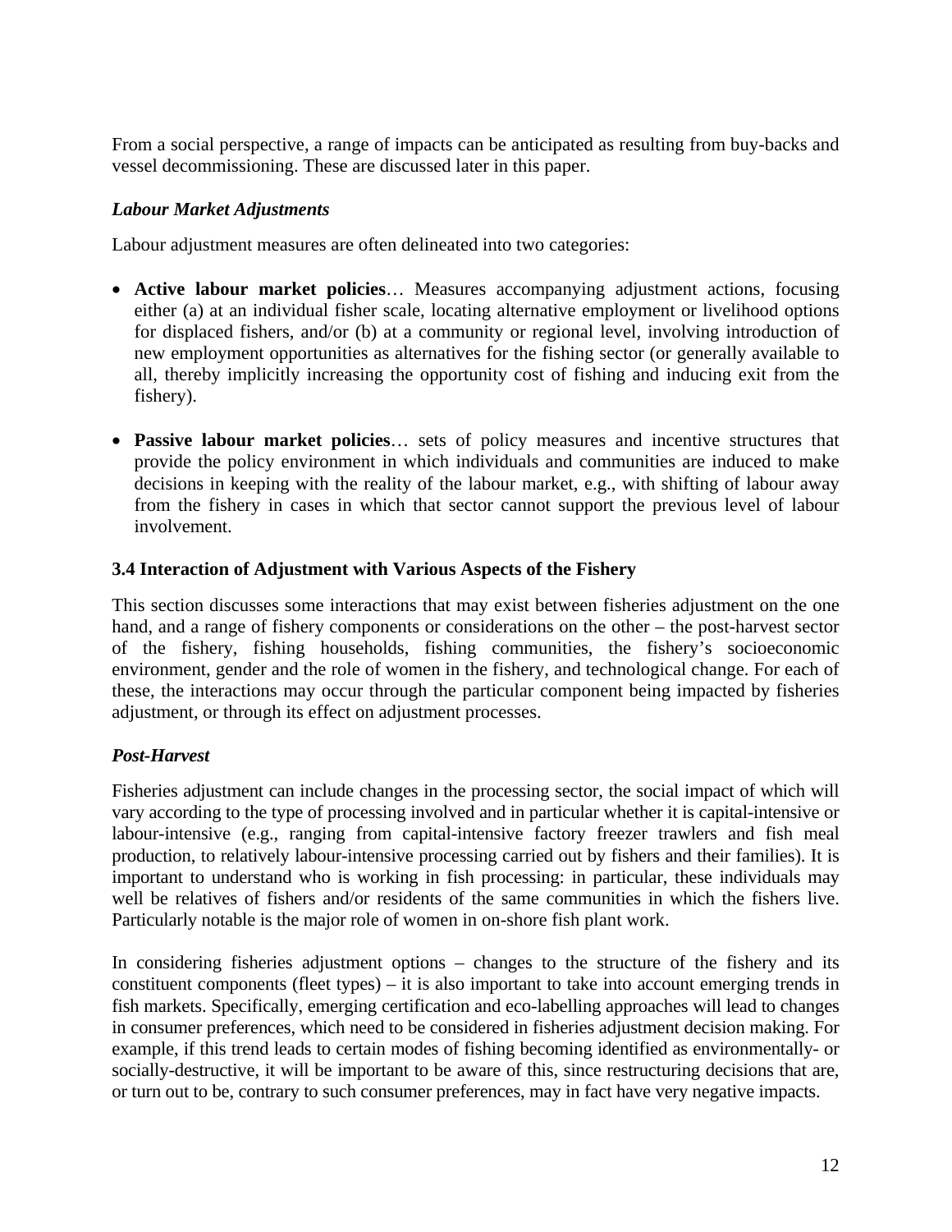From a social perspective, a range of impacts can be anticipated as resulting from buy-backs and vessel decommissioning. These are discussed later in this paper.

### *Labour Market Adjustments*

Labour adjustment measures are often delineated into two categories:

- **Active labour market policies**… Measures accompanying adjustment actions, focusing either (a) at an individual fisher scale, locating alternative employment or livelihood options for displaced fishers, and/or (b) at a community or regional level, involving introduction of new employment opportunities as alternatives for the fishing sector (or generally available to all, thereby implicitly increasing the opportunity cost of fishing and inducing exit from the fishery).

- **Passive labour market policies**… sets of policy measures and incentive structures that provide the policy environment in which individuals and communities are induced to make decisions in keeping with the reality of the labour market, e.g., with shifting of labour away from the fishery in cases in which that sector cannot support the previous level of labour involvement.

## 3.4 Interaction of Adjustment with Various Aspects of the Fishery

This section discusses some interactions that may exist between fisheries adjustment on the one hand, and a range of fishery components or considerations on the other – the post-harvest sector of the fishery, fishing households, fishing communities, the fishery's socioeconomic environment, gender and the role of women in the fishery, and technological change. For each of these, the interactions may occur through the particular component being impacted by fisheries adjustment, or through its effect on adjustment processes.

### *Post-Harvest*

Fisheries adjustment can include changes in the processing sector, the social impact of which will vary according to the type of processing involved and in particular whether it is capital-intensive or labour-intensive (e.g., ranging from capital-intensive factory freezer trawlers and fish meal production, to relatively labour-intensive processing carried out by fishers and their families). It is important to understand who is working in fish processing: in particular, these individuals may well be relatives of fishers and/or residents of the same communities in which the fishers live. Particularly notable is the major role of women in on-shore fish plant work.

In considering fisheries adjustment options – changes to the structure of the fishery and its constituent components (fleet types) – it is also important to take into account emerging trends in fish markets. Specifically, emerging certification and eco-labelling approaches will lead to changes in consumer preferences, which need to be considered in fisheries adjustment decision making. For example, if this trend leads to certain modes of fishing becoming identified as environmentally- or socially-destructive, it will be important to be aware of this, since restructuring decisions that are, or turn out to be, contrary to such consumer preferences, may in fact have very negative impacts.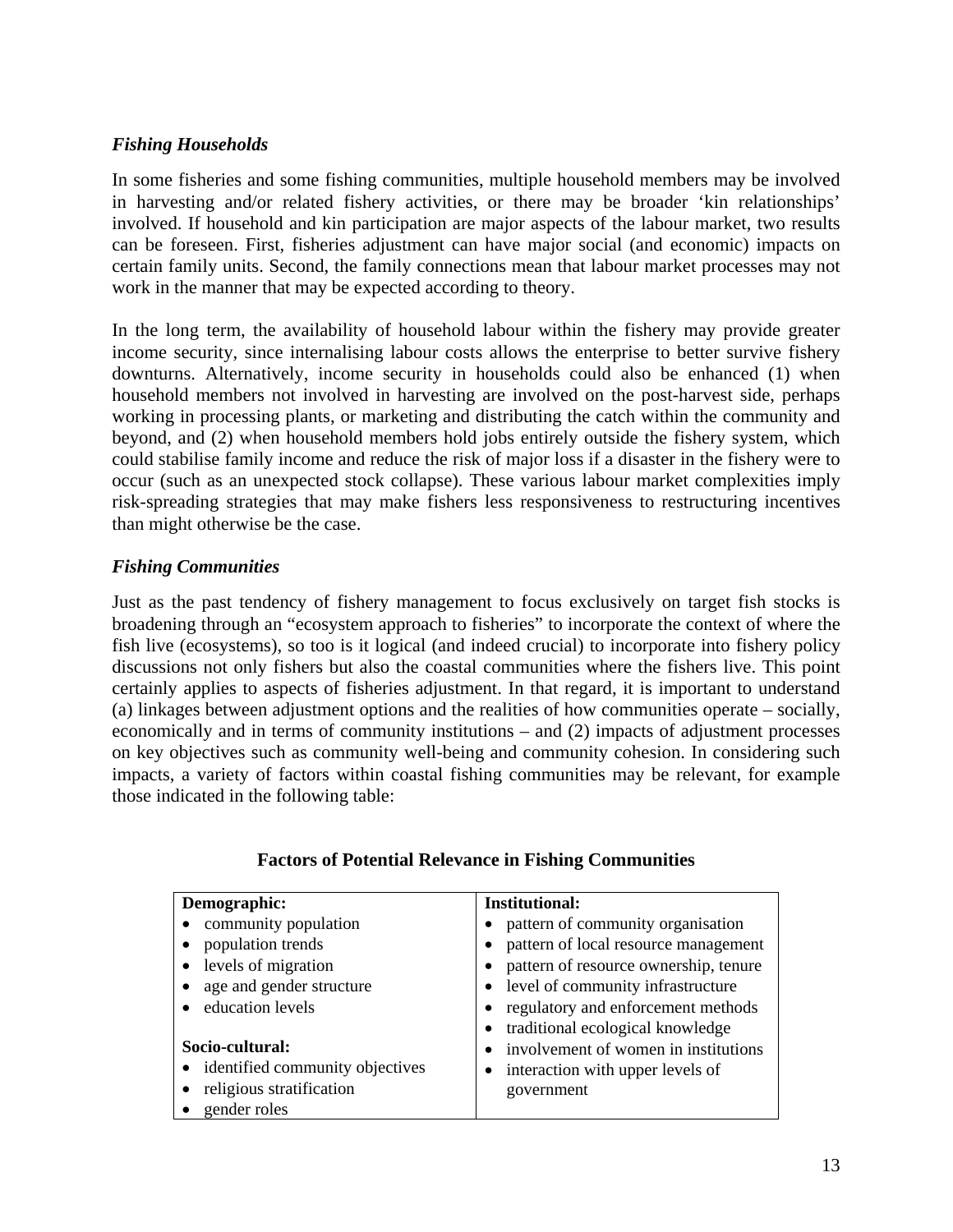### *Fishing Households*

In some fisheries and some fishing communities, multiple household members may be involved in harvesting and/or related fishery activities, or there may be broader 'kin relationships' involved. If household and kin participation are major aspects of the labour market, two results can be foreseen. First, fisheries adjustment can have major social (and economic) impacts on certain family units. Second, the family connections mean that labour market processes may not work in the manner that may be expected according to theory.

In the long term, the availability of household labour within the fishery may provide greater income security, since internalising labour costs allows the enterprise to better survive fishery downturns. Alternatively, income security in households could also be enhanced (1) when household members not involved in harvesting are involved on the post-harvest side, perhaps working in processing plants, or marketing and distributing the catch within the community and beyond, and (2) when household members hold jobs entirely outside the fishery system, which could stabilise family income and reduce the risk of major loss if a disaster in the fishery were to occur (such as an unexpected stock collapse). These various labour market complexities imply risk-spreading strategies that may make fishers less responsiveness to restructuring incentives than might otherwise be the case.

### *Fishing Communities*

Just as the past tendency of fishery management to focus exclusively on target fish stocks is broadening through an "ecosystem approach to fisheries" to incorporate the context of where the fish live (ecosystems), so too is it logical (and indeed crucial) to incorporate into fishery policy discussions not only fishers but also the coastal communities where the fishers live. This point certainly applies to aspects of fisheries adjustment. In that regard, it is important to understand (a) linkages between adjustment options and the realities of how communities operate – socially, economically and in terms of community institutions – and (2) impacts of adjustment processes on key objectives such as community well-being and community cohesion. In considering such impacts, a variety of factors within coastal fishing communities may be relevant, for example those indicated in the following table:

**Factors of Potential Relevance in Fishing Communities**

| | |
|---|---|
| **Demographic:**<br>• community population<br>• population trends<br>• levels of migration<br>• age and gender structure<br>• education levels<br><br>**Socio-cultural:**<br>• identified community objectives<br>• religious stratification<br>• gender roles | **Institutional:**<br>• pattern of community organisation<br>• pattern of local resource management<br>• pattern of resource ownership, tenure<br>• level of community infrastructure<br>• regulatory and enforcement methods<br>• traditional ecological knowledge<br>• involvement of women in institutions<br>• interaction with upper levels of government |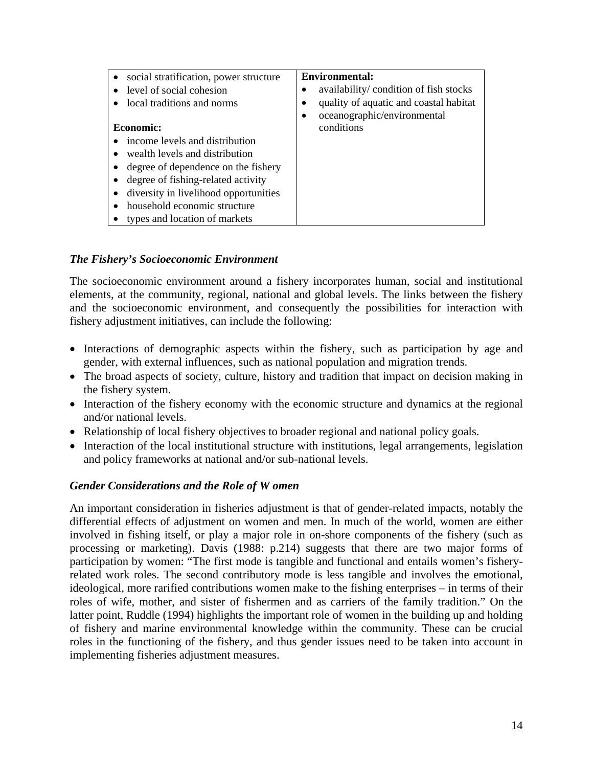| | |
|---|---|
| • social stratification, power structure<br>• level of social cohesion<br>• local traditions and norms<br><br>**Economic:**<br>• income levels and distribution<br>• wealth levels and distribution<br>• degree of dependence on the fishery<br>• degree of fishing-related activity<br>• diversity in livelihood opportunities<br>• household economic structure<br>• types and location of markets | **Environmental:**<br>• availability/ condition of fish stocks<br>• quality of aquatic and coastal habitat<br>• oceanographic/environmental conditions |

### *The Fishery's Socioeconomic Environment*

The socioeconomic environment around a fishery incorporates human, social and institutional elements, at the community, regional, national and global levels. The links between the fishery and the socioeconomic environment, and consequently the possibilities for interaction with fishery adjustment initiatives, can include the following:

- Interactions of demographic aspects within the fishery, such as participation by age and gender, with external influences, such as national population and migration trends.
- The broad aspects of society, culture, history and tradition that impact on decision making in the fishery system.
- Interaction of the fishery economy with the economic structure and dynamics at the regional and/or national levels.
- Relationship of local fishery objectives to broader regional and national policy goals.
- Interaction of the local institutional structure with institutions, legal arrangements, legislation and policy frameworks at national and/or sub-national levels.

### *Gender Considerations and the Role of W omen*

An important consideration in fisheries adjustment is that of gender-related impacts, notably the differential effects of adjustment on women and men. In much of the world, women are either involved in fishing itself, or play a major role in on-shore components of the fishery (such as processing or marketing). Davis (1988: p.214) suggests that there are two major forms of participation by women: "The first mode is tangible and functional and entails women's fishery-related work roles. The second contributory mode is less tangible and involves the emotional, ideological, more rarified contributions women make to the fishing enterprises – in terms of their roles of wife, mother, and sister of fishermen and as carriers of the family tradition." On the latter point, Ruddle (1994) highlights the important role of women in the building up and holding of fishery and marine environmental knowledge within the community. These can be crucial roles in the functioning of the fishery, and thus gender issues need to be taken into account in implementing fisheries adjustment measures.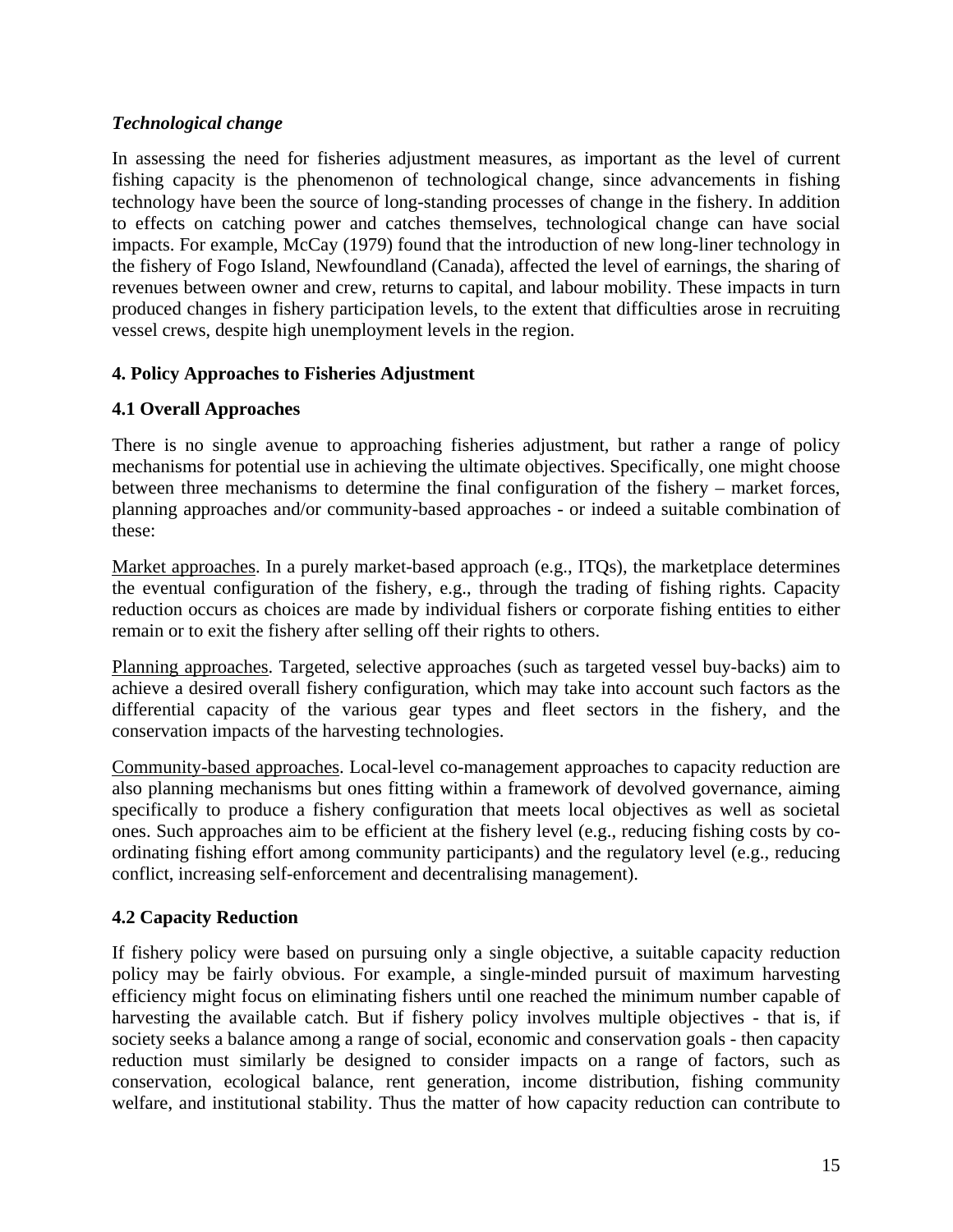***Technological change***

In assessing the need for fisheries adjustment measures, as important as the level of current fishing capacity is the phenomenon of technological change, since advancements in fishing technology have been the source of long-standing processes of change in the fishery. In addition to effects on catching power and catches themselves, technological change can have social impacts. For example, McCay (1979) found that the introduction of new long-liner technology in the fishery of Fogo Island, Newfoundland (Canada), affected the level of earnings, the sharing of revenues between owner and crew, returns to capital, and labour mobility. These impacts in turn produced changes in fishery participation levels, to the extent that difficulties arose in recruiting vessel crews, despite high unemployment levels in the region.

## 4. Policy Approaches to Fisheries Adjustment

### 4.1 Overall Approaches

There is no single avenue to approaching fisheries adjustment, but rather a range of policy mechanisms for potential use in achieving the ultimate objectives. Specifically, one might choose between three mechanisms to determine the final configuration of the fishery – market forces, planning approaches and/or community-based approaches - or indeed a suitable combination of these:

<u>Market approaches</u>. In a purely market-based approach (e.g., ITQs), the marketplace determines the eventual configuration of the fishery, e.g., through the trading of fishing rights. Capacity reduction occurs as choices are made by individual fishers or corporate fishing entities to either remain or to exit the fishery after selling off their rights to others.

<u>Planning approaches</u>. Targeted, selective approaches (such as targeted vessel buy-backs) aim to achieve a desired overall fishery configuration, which may take into account such factors as the differential capacity of the various gear types and fleet sectors in the fishery, and the conservation impacts of the harvesting technologies.

<u>Community-based approaches</u>. Local-level co-management approaches to capacity reduction are also planning mechanisms but ones fitting within a framework of devolved governance, aiming specifically to produce a fishery configuration that meets local objectives as well as societal ones. Such approaches aim to be efficient at the fishery level (e.g., reducing fishing costs by co-ordinating fishing effort among community participants) and the regulatory level (e.g., reducing conflict, increasing self-enforcement and decentralising management).

### 4.2 Capacity Reduction

If fishery policy were based on pursuing only a single objective, a suitable capacity reduction policy may be fairly obvious. For example, a single-minded pursuit of maximum harvesting efficiency might focus on eliminating fishers until one reached the minimum number capable of harvesting the available catch. But if fishery policy involves multiple objectives - that is, if society seeks a balance among a range of social, economic and conservation goals - then capacity reduction must similarly be designed to consider impacts on a range of factors, such as conservation, ecological balance, rent generation, income distribution, fishing community welfare, and institutional stability. Thus the matter of how capacity reduction can contribute to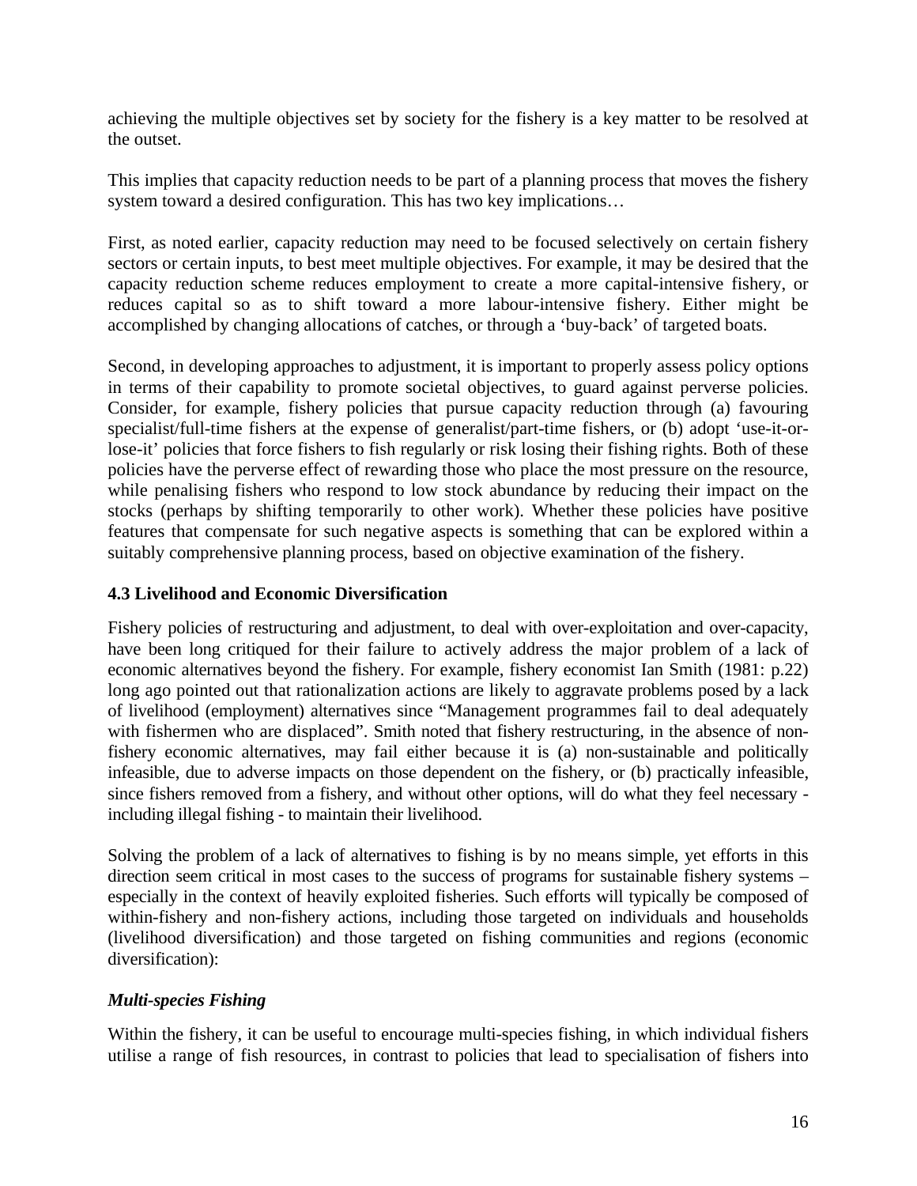achieving the multiple objectives set by society for the fishery is a key matter to be resolved at the outset.

This implies that capacity reduction needs to be part of a planning process that moves the fishery system toward a desired configuration. This has two key implications…

First, as noted earlier, capacity reduction may need to be focused selectively on certain fishery sectors or certain inputs, to best meet multiple objectives. For example, it may be desired that the capacity reduction scheme reduces employment to create a more capital-intensive fishery, or reduces capital so as to shift toward a more labour-intensive fishery. Either might be accomplished by changing allocations of catches, or through a 'buy-back' of targeted boats.

Second, in developing approaches to adjustment, it is important to properly assess policy options in terms of their capability to promote societal objectives, to guard against perverse policies. Consider, for example, fishery policies that pursue capacity reduction through (a) favouring specialist/full-time fishers at the expense of generalist/part-time fishers, or (b) adopt 'use-it-or-lose-it' policies that force fishers to fish regularly or risk losing their fishing rights. Both of these policies have the perverse effect of rewarding those who place the most pressure on the resource, while penalising fishers who respond to low stock abundance by reducing their impact on the stocks (perhaps by shifting temporarily to other work). Whether these policies have positive features that compensate for such negative aspects is something that can be explored within a suitably comprehensive planning process, based on objective examination of the fishery.

### 4.3 Livelihood and Economic Diversification

Fishery policies of restructuring and adjustment, to deal with over-exploitation and over-capacity, have been long critiqued for their failure to actively address the major problem of a lack of economic alternatives beyond the fishery. For example, fishery economist Ian Smith (1981: p.22) long ago pointed out that rationalization actions are likely to aggravate problems posed by a lack of livelihood (employment) alternatives since "Management programmes fail to deal adequately with fishermen who are displaced". Smith noted that fishery restructuring, in the absence of non-fishery economic alternatives, may fail either because it is (a) non-sustainable and politically infeasible, due to adverse impacts on those dependent on the fishery, or (b) practically infeasible, since fishers removed from a fishery, and without other options, will do what they feel necessary - including illegal fishing - to maintain their livelihood.

Solving the problem of a lack of alternatives to fishing is by no means simple, yet efforts in this direction seem critical in most cases to the success of programs for sustainable fishery systems – especially in the context of heavily exploited fisheries. Such efforts will typically be composed of within-fishery and non-fishery actions, including those targeted on individuals and households (livelihood diversification) and those targeted on fishing communities and regions (economic diversification):

***Multi-species Fishing***

Within the fishery, it can be useful to encourage multi-species fishing, in which individual fishers utilise a range of fish resources, in contrast to policies that lead to specialisation of fishers into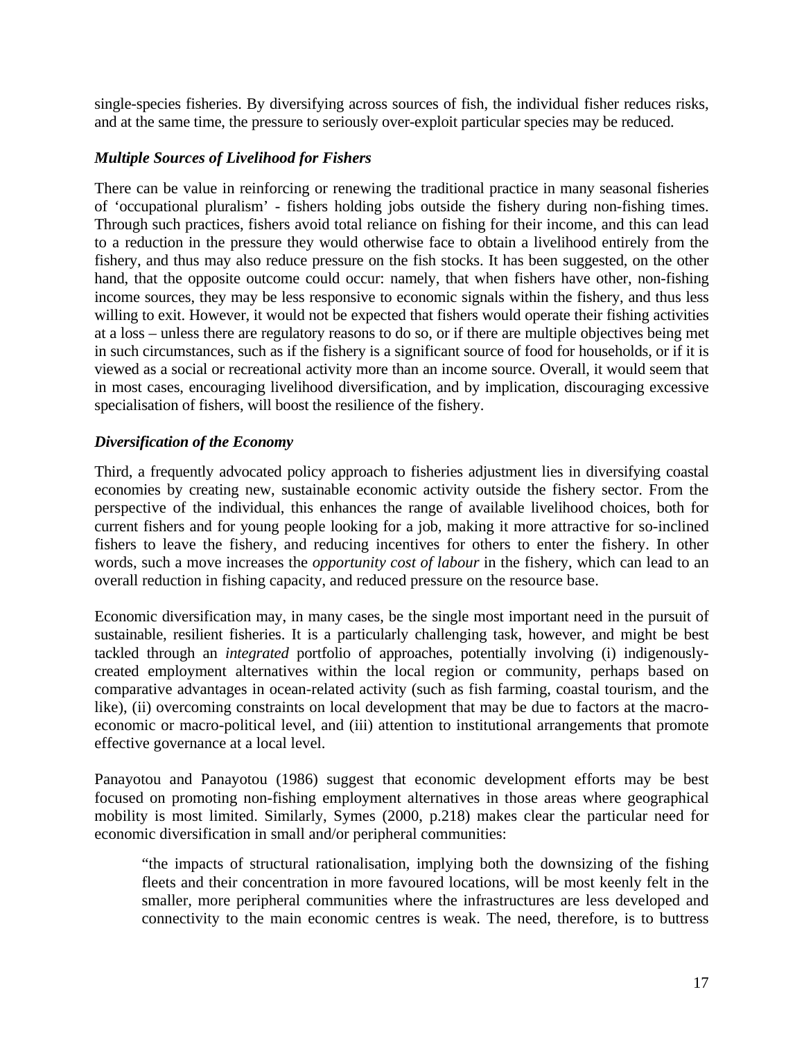single-species fisheries. By diversifying across sources of fish, the individual fisher reduces risks, and at the same time, the pressure to seriously over-exploit particular species may be reduced.

### *Multiple Sources of Livelihood for Fishers*

There can be value in reinforcing or renewing the traditional practice in many seasonal fisheries of 'occupational pluralism' - fishers holding jobs outside the fishery during non-fishing times. Through such practices, fishers avoid total reliance on fishing for their income, and this can lead to a reduction in the pressure they would otherwise face to obtain a livelihood entirely from the fishery, and thus may also reduce pressure on the fish stocks. It has been suggested, on the other hand, that the opposite outcome could occur: namely, that when fishers have other, non-fishing income sources, they may be less responsive to economic signals within the fishery, and thus less willing to exit. However, it would not be expected that fishers would operate their fishing activities at a loss – unless there are regulatory reasons to do so, or if there are multiple objectives being met in such circumstances, such as if the fishery is a significant source of food for households, or if it is viewed as a social or recreational activity more than an income source. Overall, it would seem that in most cases, encouraging livelihood diversification, and by implication, discouraging excessive specialisation of fishers, will boost the resilience of the fishery.

### *Diversification of the Economy*

Third, a frequently advocated policy approach to fisheries adjustment lies in diversifying coastal economies by creating new, sustainable economic activity outside the fishery sector. From the perspective of the individual, this enhances the range of available livelihood choices, both for current fishers and for young people looking for a job, making it more attractive for so-inclined fishers to leave the fishery, and reducing incentives for others to enter the fishery. In other words, such a move increases the *opportunity cost of labour* in the fishery, which can lead to an overall reduction in fishing capacity, and reduced pressure on the resource base.

Economic diversification may, in many cases, be the single most important need in the pursuit of sustainable, resilient fisheries. It is a particularly challenging task, however, and might be best tackled through an *integrated* portfolio of approaches, potentially involving (i) indigenously-created employment alternatives within the local region or community, perhaps based on comparative advantages in ocean-related activity (such as fish farming, coastal tourism, and the like), (ii) overcoming constraints on local development that may be due to factors at the macro-economic or macro-political level, and (iii) attention to institutional arrangements that promote effective governance at a local level.

Panayotou and Panayotou (1986) suggest that economic development efforts may be best focused on promoting non-fishing employment alternatives in those areas where geographical mobility is most limited. Similarly, Symes (2000, p.218) makes clear the particular need for economic diversification in small and/or peripheral communities:

> "the impacts of structural rationalisation, implying both the downsizing of the fishing fleets and their concentration in more favoured locations, will be most keenly felt in the smaller, more peripheral communities where the infrastructures are less developed and connectivity to the main economic centres is weak. The need, therefore, is to buttress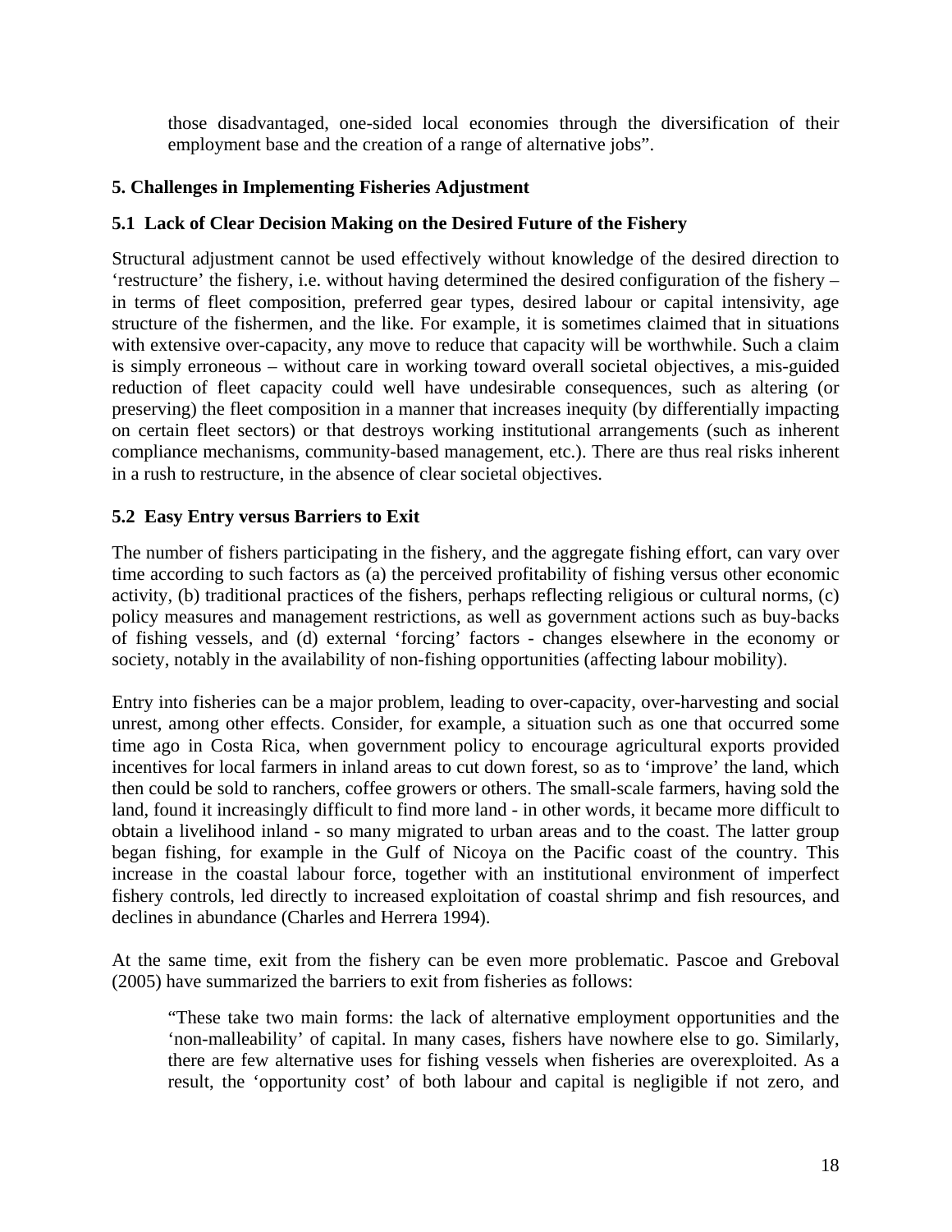> those disadvantaged, one-sided local economies through the diversification of their employment base and the creation of a range of alternative jobs".

## 5. Challenges in Implementing Fisheries Adjustment

### 5.1 Lack of Clear Decision Making on the Desired Future of the Fishery

Structural adjustment cannot be used effectively without knowledge of the desired direction to 'restructure' the fishery, i.e. without having determined the desired configuration of the fishery – in terms of fleet composition, preferred gear types, desired labour or capital intensivity, age structure of the fishermen, and the like. For example, it is sometimes claimed that in situations with extensive over-capacity, any move to reduce that capacity will be worthwhile. Such a claim is simply erroneous – without care in working toward overall societal objectives, a mis-guided reduction of fleet capacity could well have undesirable consequences, such as altering (or preserving) the fleet composition in a manner that increases inequity (by differentially impacting on certain fleet sectors) or that destroys working institutional arrangements (such as inherent compliance mechanisms, community-based management, etc.). There are thus real risks inherent in a rush to restructure, in the absence of clear societal objectives.

### 5.2 Easy Entry versus Barriers to Exit

The number of fishers participating in the fishery, and the aggregate fishing effort, can vary over time according to such factors as (a) the perceived profitability of fishing versus other economic activity, (b) traditional practices of the fishers, perhaps reflecting religious or cultural norms, (c) policy measures and management restrictions, as well as government actions such as buy-backs of fishing vessels, and (d) external 'forcing' factors - changes elsewhere in the economy or society, notably in the availability of non-fishing opportunities (affecting labour mobility).

Entry into fisheries can be a major problem, leading to over-capacity, over-harvesting and social unrest, among other effects. Consider, for example, a situation such as one that occurred some time ago in Costa Rica, when government policy to encourage agricultural exports provided incentives for local farmers in inland areas to cut down forest, so as to 'improve' the land, which then could be sold to ranchers, coffee growers or others. The small-scale farmers, having sold the land, found it increasingly difficult to find more land - in other words, it became more difficult to obtain a livelihood inland - so many migrated to urban areas and to the coast. The latter group began fishing, for example in the Gulf of Nicoya on the Pacific coast of the country. This increase in the coastal labour force, together with an institutional environment of imperfect fishery controls, led directly to increased exploitation of coastal shrimp and fish resources, and declines in abundance (Charles and Herrera 1994).

At the same time, exit from the fishery can be even more problematic. Pascoe and Greboval (2005) have summarized the barriers to exit from fisheries as follows:

> "These take two main forms: the lack of alternative employment opportunities and the 'non-malleability' of capital. In many cases, fishers have nowhere else to go. Similarly, there are few alternative uses for fishing vessels when fisheries are overexploited. As a result, the 'opportunity cost' of both labour and capital is negligible if not zero, and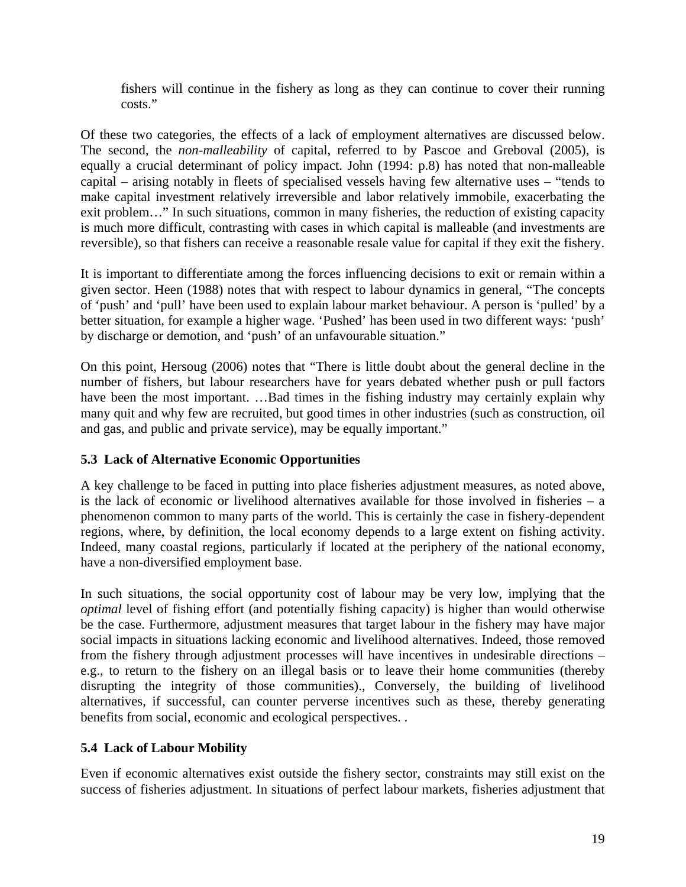fishers will continue in the fishery as long as they can continue to cover their running costs."

Of these two categories, the effects of a lack of employment alternatives are discussed below. The second, the *non-malleability* of capital, referred to by Pascoe and Greboval (2005), is equally a crucial determinant of policy impact. John (1994: p.8) has noted that non-malleable capital – arising notably in fleets of specialised vessels having few alternative uses – "tends to make capital investment relatively irreversible and labor relatively immobile, exacerbating the exit problem…" In such situations, common in many fisheries, the reduction of existing capacity is much more difficult, contrasting with cases in which capital is malleable (and investments are reversible), so that fishers can receive a reasonable resale value for capital if they exit the fishery.

It is important to differentiate among the forces influencing decisions to exit or remain within a given sector. Heen (1988) notes that with respect to labour dynamics in general, "The concepts of 'push' and 'pull' have been used to explain labour market behaviour. A person is 'pulled' by a better situation, for example a higher wage. 'Pushed' has been used in two different ways: 'push' by discharge or demotion, and 'push' of an unfavourable situation."

On this point, Hersoug (2006) notes that "There is little doubt about the general decline in the number of fishers, but labour researchers have for years debated whether push or pull factors have been the most important. …Bad times in the fishing industry may certainly explain why many quit and why few are recruited, but good times in other industries (such as construction, oil and gas, and public and private service), may be equally important."

### 5.3 Lack of Alternative Economic Opportunities

A key challenge to be faced in putting into place fisheries adjustment measures, as noted above, is the lack of economic or livelihood alternatives available for those involved in fisheries – a phenomenon common to many parts of the world. This is certainly the case in fishery-dependent regions, where, by definition, the local economy depends to a large extent on fishing activity. Indeed, many coastal regions, particularly if located at the periphery of the national economy, have a non-diversified employment base.

In such situations, the social opportunity cost of labour may be very low, implying that the *optimal* level of fishing effort (and potentially fishing capacity) is higher than would otherwise be the case. Furthermore, adjustment measures that target labour in the fishery may have major social impacts in situations lacking economic and livelihood alternatives. Indeed, those removed from the fishery through adjustment processes will have incentives in undesirable directions – e.g., to return to the fishery on an illegal basis or to leave their home communities (thereby disrupting the integrity of those communities)., Conversely, the building of livelihood alternatives, if successful, can counter perverse incentives such as these, thereby generating benefits from social, economic and ecological perspectives. .

### 5.4 Lack of Labour Mobility

Even if economic alternatives exist outside the fishery sector, constraints may still exist on the success of fisheries adjustment. In situations of perfect labour markets, fisheries adjustment that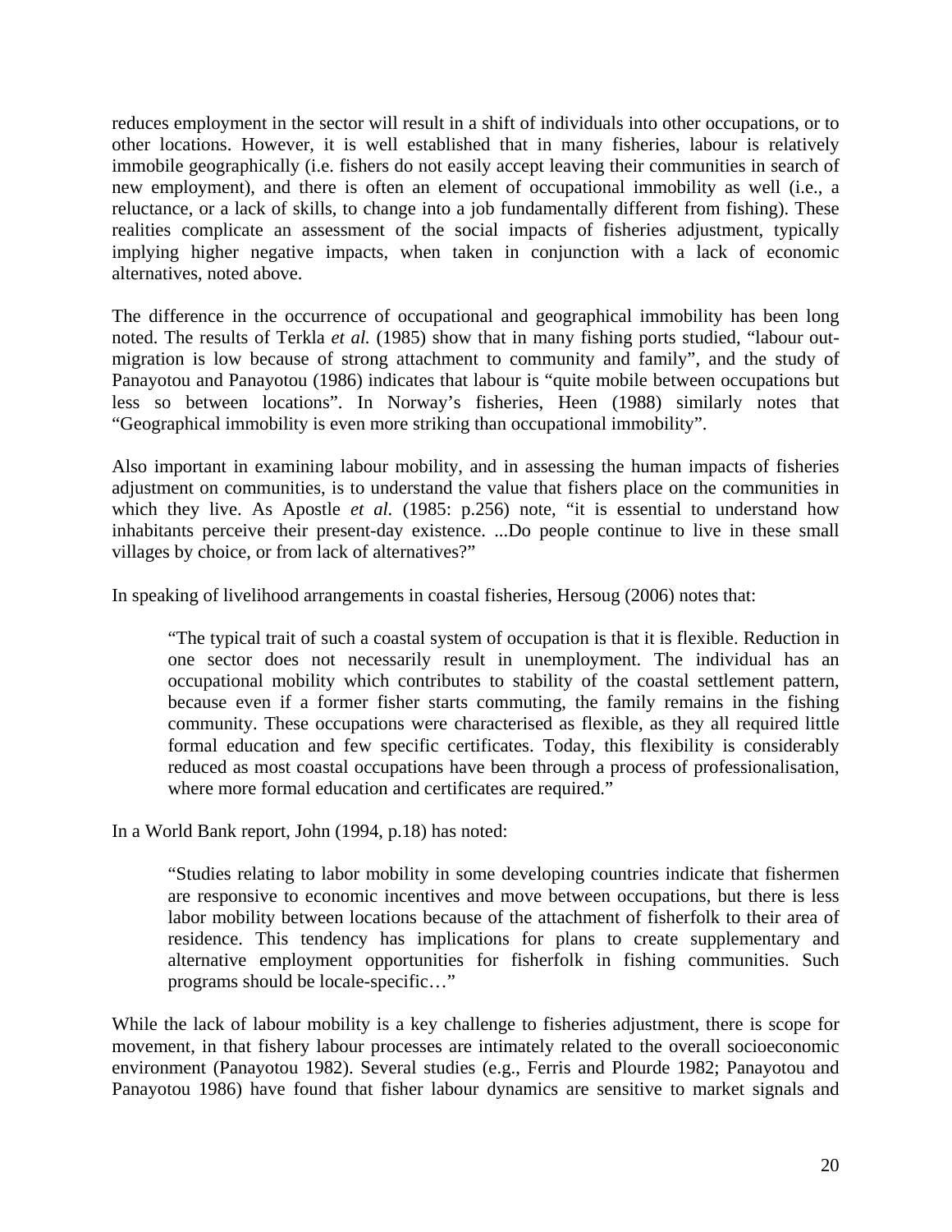reduces employment in the sector will result in a shift of individuals into other occupations, or to other locations. However, it is well established that in many fisheries, labour is relatively immobile geographically (i.e. fishers do not easily accept leaving their communities in search of new employment), and there is often an element of occupational immobility as well (i.e., a reluctance, or a lack of skills, to change into a job fundamentally different from fishing). These realities complicate an assessment of the social impacts of fisheries adjustment, typically implying higher negative impacts, when taken in conjunction with a lack of economic alternatives, noted above.

The difference in the occurrence of occupational and geographical immobility has been long noted. The results of Terkla *et al.* (1985) show that in many fishing ports studied, "labour out-migration is low because of strong attachment to community and family", and the study of Panayotou and Panayotou (1986) indicates that labour is "quite mobile between occupations but less so between locations". In Norway's fisheries, Heen (1988) similarly notes that "Geographical immobility is even more striking than occupational immobility".

Also important in examining labour mobility, and in assessing the human impacts of fisheries adjustment on communities, is to understand the value that fishers place on the communities in which they live. As Apostle *et al.* (1985: p.256) note, "it is essential to understand how inhabitants perceive their present-day existence. ...Do people continue to live in these small villages by choice, or from lack of alternatives?"

In speaking of livelihood arrangements in coastal fisheries, Hersoug (2006) notes that:

> "The typical trait of such a coastal system of occupation is that it is flexible. Reduction in one sector does not necessarily result in unemployment. The individual has an occupational mobility which contributes to stability of the coastal settlement pattern, because even if a former fisher starts commuting, the family remains in the fishing community. These occupations were characterised as flexible, as they all required little formal education and few specific certificates. Today, this flexibility is considerably reduced as most coastal occupations have been through a process of professionalisation, where more formal education and certificates are required."

In a World Bank report, John (1994, p.18) has noted:

> "Studies relating to labor mobility in some developing countries indicate that fishermen are responsive to economic incentives and move between occupations, but there is less labor mobility between locations because of the attachment of fisherfolk to their area of residence. This tendency has implications for plans to create supplementary and alternative employment opportunities for fisherfolk in fishing communities. Such programs should be locale-specific…"

While the lack of labour mobility is a key challenge to fisheries adjustment, there is scope for movement, in that fishery labour processes are intimately related to the overall socioeconomic environment (Panayotou 1982). Several studies (e.g., Ferris and Plourde 1982; Panayotou and Panayotou 1986) have found that fisher labour dynamics are sensitive to market signals and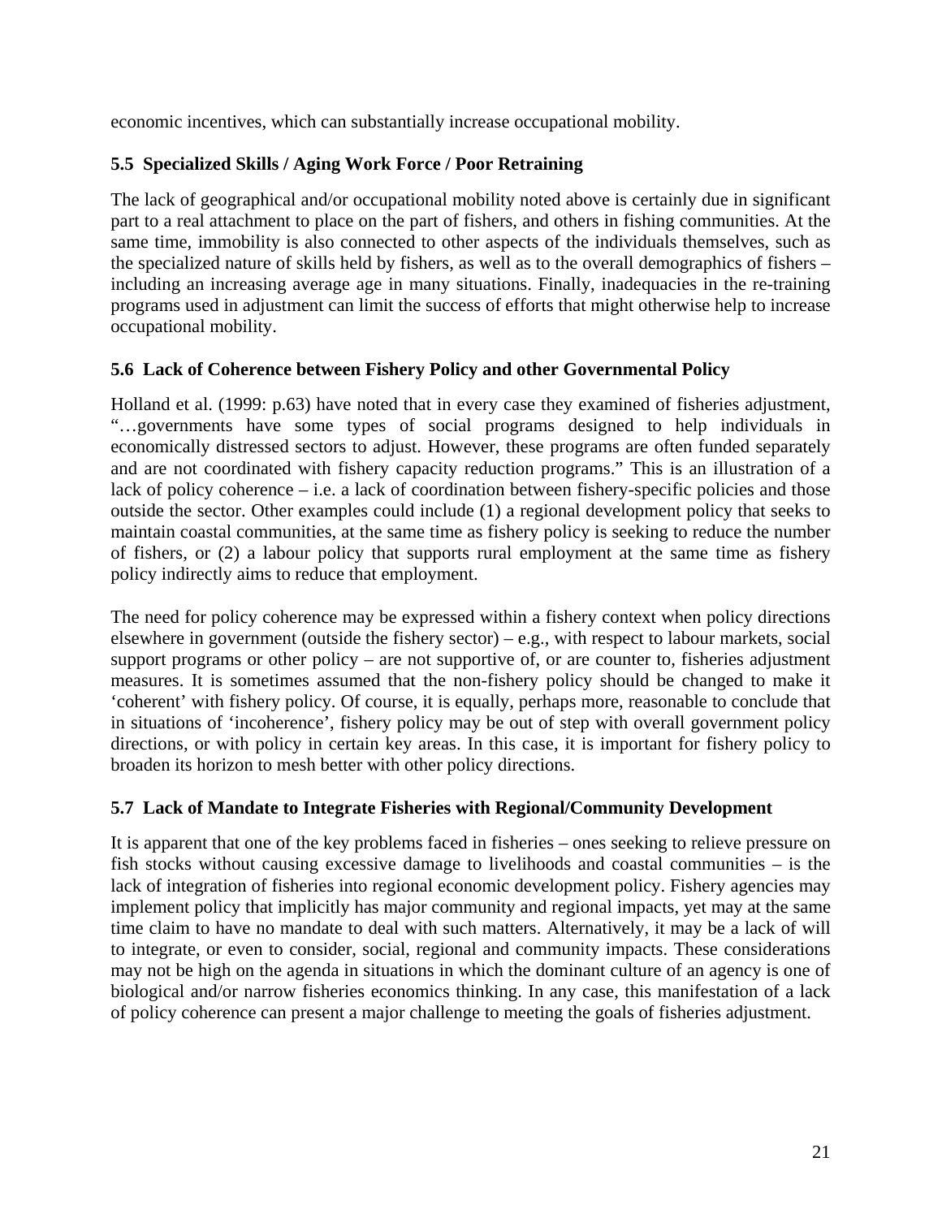economic incentives, which can substantially increase occupational mobility.

### 5.5 Specialized Skills / Aging Work Force / Poor Retraining

The lack of geographical and/or occupational mobility noted above is certainly due in significant part to a real attachment to place on the part of fishers, and others in fishing communities. At the same time, immobility is also connected to other aspects of the individuals themselves, such as the specialized nature of skills held by fishers, as well as to the overall demographics of fishers – including an increasing average age in many situations. Finally, inadequacies in the re-training programs used in adjustment can limit the success of efforts that might otherwise help to increase occupational mobility.

### 5.6 Lack of Coherence between Fishery Policy and other Governmental Policy

Holland et al. (1999: p.63) have noted that in every case they examined of fisheries adjustment, "…governments have some types of social programs designed to help individuals in economically distressed sectors to adjust. However, these programs are often funded separately and are not coordinated with fishery capacity reduction programs." This is an illustration of a lack of policy coherence – i.e. a lack of coordination between fishery-specific policies and those outside the sector. Other examples could include (1) a regional development policy that seeks to maintain coastal communities, at the same time as fishery policy is seeking to reduce the number of fishers, or (2) a labour policy that supports rural employment at the same time as fishery policy indirectly aims to reduce that employment.

The need for policy coherence may be expressed within a fishery context when policy directions elsewhere in government (outside the fishery sector) – e.g., with respect to labour markets, social support programs or other policy – are not supportive of, or are counter to, fisheries adjustment measures. It is sometimes assumed that the non-fishery policy should be changed to make it 'coherent' with fishery policy. Of course, it is equally, perhaps more, reasonable to conclude that in situations of 'incoherence', fishery policy may be out of step with overall government policy directions, or with policy in certain key areas. In this case, it is important for fishery policy to broaden its horizon to mesh better with other policy directions.

### 5.7 Lack of Mandate to Integrate Fisheries with Regional/Community Development

It is apparent that one of the key problems faced in fisheries – ones seeking to relieve pressure on fish stocks without causing excessive damage to livelihoods and coastal communities – is the lack of integration of fisheries into regional economic development policy. Fishery agencies may implement policy that implicitly has major community and regional impacts, yet may at the same time claim to have no mandate to deal with such matters. Alternatively, it may be a lack of will to integrate, or even to consider, social, regional and community impacts. These considerations may not be high on the agenda in situations in which the dominant culture of an agency is one of biological and/or narrow fisheries economics thinking. In any case, this manifestation of a lack of policy coherence can present a major challenge to meeting the goals of fisheries adjustment.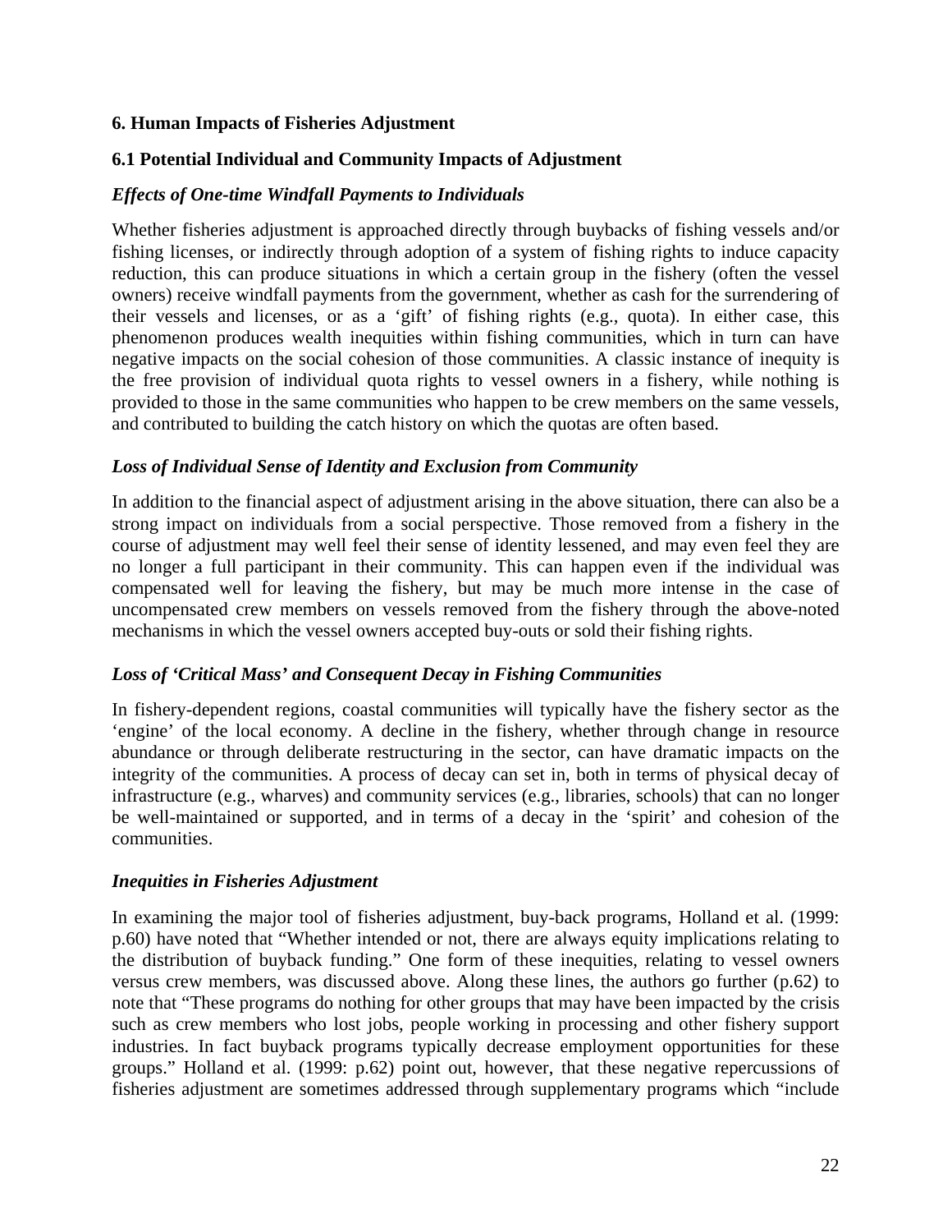## 6. Human Impacts of Fisheries Adjustment

### 6.1 Potential Individual and Community Impacts of Adjustment

#### *Effects of One-time Windfall Payments to Individuals*

Whether fisheries adjustment is approached directly through buybacks of fishing vessels and/or fishing licenses, or indirectly through adoption of a system of fishing rights to induce capacity reduction, this can produce situations in which a certain group in the fishery (often the vessel owners) receive windfall payments from the government, whether as cash for the surrendering of their vessels and licenses, or as a 'gift' of fishing rights (e.g., quota). In either case, this phenomenon produces wealth inequities within fishing communities, which in turn can have negative impacts on the social cohesion of those communities. A classic instance of inequity is the free provision of individual quota rights to vessel owners in a fishery, while nothing is provided to those in the same communities who happen to be crew members on the same vessels, and contributed to building the catch history on which the quotas are often based.

#### *Loss of Individual Sense of Identity and Exclusion from Community*

In addition to the financial aspect of adjustment arising in the above situation, there can also be a strong impact on individuals from a social perspective. Those removed from a fishery in the course of adjustment may well feel their sense of identity lessened, and may even feel they are no longer a full participant in their community. This can happen even if the individual was compensated well for leaving the fishery, but may be much more intense in the case of uncompensated crew members on vessels removed from the fishery through the above-noted mechanisms in which the vessel owners accepted buy-outs or sold their fishing rights.

#### *Loss of 'Critical Mass' and Consequent Decay in Fishing Communities*

In fishery-dependent regions, coastal communities will typically have the fishery sector as the 'engine' of the local economy. A decline in the fishery, whether through change in resource abundance or through deliberate restructuring in the sector, can have dramatic impacts on the integrity of the communities. A process of decay can set in, both in terms of physical decay of infrastructure (e.g., wharves) and community services (e.g., libraries, schools) that can no longer be well-maintained or supported, and in terms of a decay in the 'spirit' and cohesion of the communities.

#### *Inequities in Fisheries Adjustment*

In examining the major tool of fisheries adjustment, buy-back programs, Holland et al. (1999: p.60) have noted that "Whether intended or not, there are always equity implications relating to the distribution of buyback funding." One form of these inequities, relating to vessel owners versus crew members, was discussed above. Along these lines, the authors go further (p.62) to note that "These programs do nothing for other groups that may have been impacted by the crisis such as crew members who lost jobs, people working in processing and other fishery support industries. In fact buyback programs typically decrease employment opportunities for these groups." Holland et al. (1999: p.62) point out, however, that these negative repercussions of fisheries adjustment are sometimes addressed through supplementary programs which "include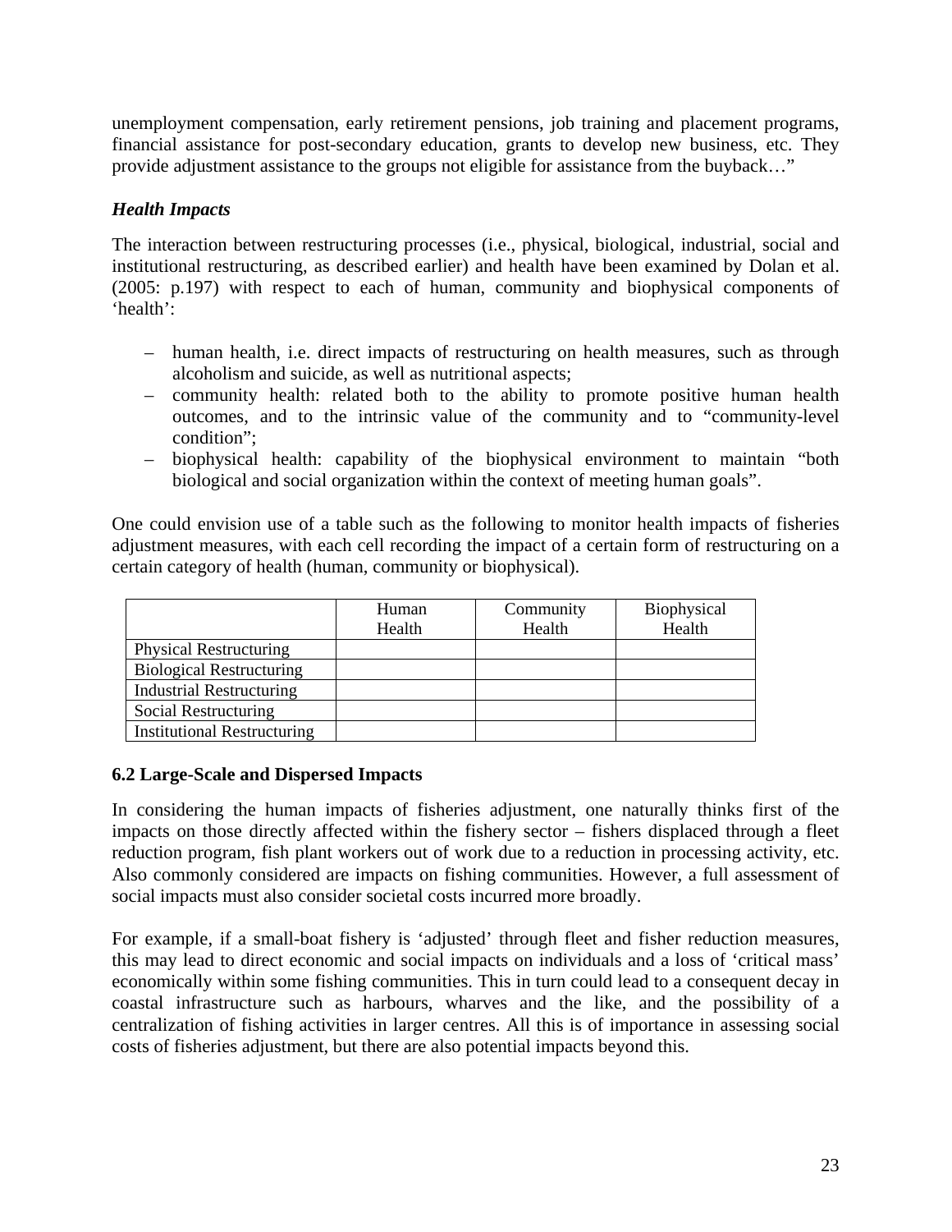unemployment compensation, early retirement pensions, job training and placement programs, financial assistance for post-secondary education, grants to develop new business, etc. They provide adjustment assistance to the groups not eligible for assistance from the buyback…"

### *Health Impacts*

The interaction between restructuring processes (i.e., physical, biological, industrial, social and institutional restructuring, as described earlier) and health have been examined by Dolan et al. (2005: p.197) with respect to each of human, community and biophysical components of 'health':

- human health, i.e. direct impacts of restructuring on health measures, such as through alcoholism and suicide, as well as nutritional aspects;
- community health: related both to the ability to promote positive human health outcomes, and to the intrinsic value of the community and to "community-level condition";
- biophysical health: capability of the biophysical environment to maintain "both biological and social organization within the context of meeting human goals".

One could envision use of a table such as the following to monitor health impacts of fisheries adjustment measures, with each cell recording the impact of a certain form of restructuring on a certain category of health (human, community or biophysical).

| | Human Health | Community Health | Biophysical Health |
|---|---|---|---|
| Physical Restructuring | | | |
| Biological Restructuring | | | |
| Industrial Restructuring | | | |
| Social Restructuring | | | |
| Institutional Restructuring | | | |

## 6.2 Large-Scale and Dispersed Impacts

In considering the human impacts of fisheries adjustment, one naturally thinks first of the impacts on those directly affected within the fishery sector – fishers displaced through a fleet reduction program, fish plant workers out of work due to a reduction in processing activity, etc. Also commonly considered are impacts on fishing communities. However, a full assessment of social impacts must also consider societal costs incurred more broadly.

For example, if a small-boat fishery is 'adjusted' through fleet and fisher reduction measures, this may lead to direct economic and social impacts on individuals and a loss of 'critical mass' economically within some fishing communities. This in turn could lead to a consequent decay in coastal infrastructure such as harbours, wharves and the like, and the possibility of a centralization of fishing activities in larger centres. All this is of importance in assessing social costs of fisheries adjustment, but there are also potential impacts beyond this.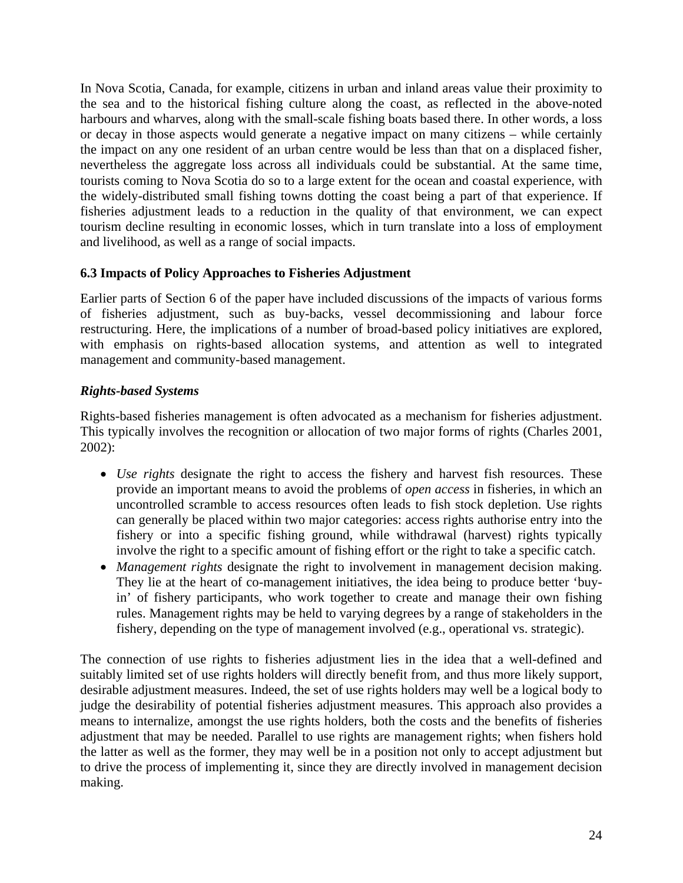In Nova Scotia, Canada, for example, citizens in urban and inland areas value their proximity to the sea and to the historical fishing culture along the coast, as reflected in the above-noted harbours and wharves, along with the small-scale fishing boats based there. In other words, a loss or decay in those aspects would generate a negative impact on many citizens – while certainly the impact on any one resident of an urban centre would be less than that on a displaced fisher, nevertheless the aggregate loss across all individuals could be substantial. At the same time, tourists coming to Nova Scotia do so to a large extent for the ocean and coastal experience, with the widely-distributed small fishing towns dotting the coast being a part of that experience. If fisheries adjustment leads to a reduction in the quality of that environment, we can expect tourism decline resulting in economic losses, which in turn translate into a loss of employment and livelihood, as well as a range of social impacts.

### 6.3 Impacts of Policy Approaches to Fisheries Adjustment

Earlier parts of Section 6 of the paper have included discussions of the impacts of various forms of fisheries adjustment, such as buy-backs, vessel decommissioning and labour force restructuring. Here, the implications of a number of broad-based policy initiatives are explored, with emphasis on rights-based allocation systems, and attention as well to integrated management and community-based management.

#### *Rights-based Systems*

Rights-based fisheries management is often advocated as a mechanism for fisheries adjustment. This typically involves the recognition or allocation of two major forms of rights (Charles 2001, 2002):

- *Use rights* designate the right to access the fishery and harvest fish resources. These provide an important means to avoid the problems of *open access* in fisheries, in which an uncontrolled scramble to access resources often leads to fish stock depletion. Use rights can generally be placed within two major categories: access rights authorise entry into the fishery or into a specific fishing ground, while withdrawal (harvest) rights typically involve the right to a specific amount of fishing effort or the right to take a specific catch.
- *Management rights* designate the right to involvement in management decision making. They lie at the heart of co-management initiatives, the idea being to produce better 'buy-in' of fishery participants, who work together to create and manage their own fishing rules. Management rights may be held to varying degrees by a range of stakeholders in the fishery, depending on the type of management involved (e.g., operational vs. strategic).

The connection of use rights to fisheries adjustment lies in the idea that a well-defined and suitably limited set of use rights holders will directly benefit from, and thus more likely support, desirable adjustment measures. Indeed, the set of use rights holders may well be a logical body to judge the desirability of potential fisheries adjustment measures. This approach also provides a means to internalize, amongst the use rights holders, both the costs and the benefits of fisheries adjustment that may be needed. Parallel to use rights are management rights; when fishers hold the latter as well as the former, they may well be in a position not only to accept adjustment but to drive the process of implementing it, since they are directly involved in management decision making.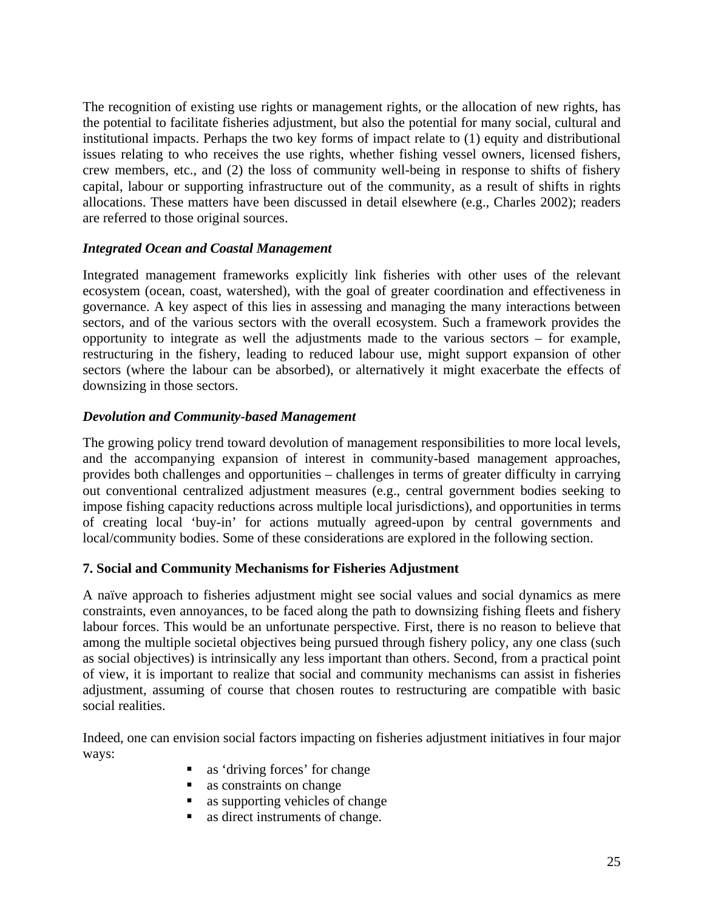The recognition of existing use rights or management rights, or the allocation of new rights, has the potential to facilitate fisheries adjustment, but also the potential for many social, cultural and institutional impacts. Perhaps the two key forms of impact relate to (1) equity and distributional issues relating to who receives the use rights, whether fishing vessel owners, licensed fishers, crew members, etc., and (2) the loss of community well-being in response to shifts of fishery capital, labour or supporting infrastructure out of the community, as a result of shifts in rights allocations. These matters have been discussed in detail elsewhere (e.g., Charles 2002); readers are referred to those original sources.

### *Integrated Ocean and Coastal Management*

Integrated management frameworks explicitly link fisheries with other uses of the relevant ecosystem (ocean, coast, watershed), with the goal of greater coordination and effectiveness in governance. A key aspect of this lies in assessing and managing the many interactions between sectors, and of the various sectors with the overall ecosystem. Such a framework provides the opportunity to integrate as well the adjustments made to the various sectors – for example, restructuring in the fishery, leading to reduced labour use, might support expansion of other sectors (where the labour can be absorbed), or alternatively it might exacerbate the effects of downsizing in those sectors.

### *Devolution and Community-based Management*

The growing policy trend toward devolution of management responsibilities to more local levels, and the accompanying expansion of interest in community-based management approaches, provides both challenges and opportunities – challenges in terms of greater difficulty in carrying out conventional centralized adjustment measures (e.g., central government bodies seeking to impose fishing capacity reductions across multiple local jurisdictions), and opportunities in terms of creating local 'buy-in' for actions mutually agreed-upon by central governments and local/community bodies. Some of these considerations are explored in the following section.

## 7. Social and Community Mechanisms for Fisheries Adjustment

A naïve approach to fisheries adjustment might see social values and social dynamics as mere constraints, even annoyances, to be faced along the path to downsizing fishing fleets and fishery labour forces. This would be an unfortunate perspective. First, there is no reason to believe that among the multiple societal objectives being pursued through fishery policy, any one class (such as social objectives) is intrinsically any less important than others. Second, from a practical point of view, it is important to realize that social and community mechanisms can assist in fisheries adjustment, assuming of course that chosen routes to restructuring are compatible with basic social realities.

Indeed, one can envision social factors impacting on fisheries adjustment initiatives in four major ways:

- as 'driving forces' for change
- as constraints on change
- as supporting vehicles of change
- as direct instruments of change.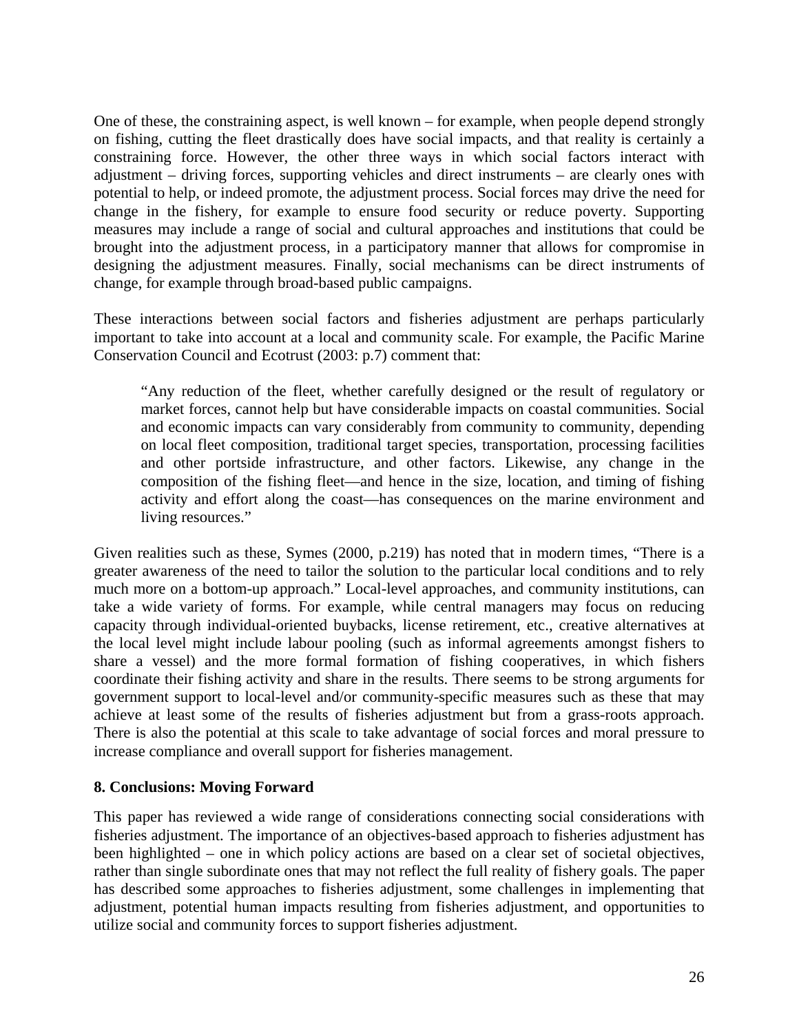One of these, the constraining aspect, is well known – for example, when people depend strongly on fishing, cutting the fleet drastically does have social impacts, and that reality is certainly a constraining force. However, the other three ways in which social factors interact with adjustment – driving forces, supporting vehicles and direct instruments – are clearly ones with potential to help, or indeed promote, the adjustment process. Social forces may drive the need for change in the fishery, for example to ensure food security or reduce poverty. Supporting measures may include a range of social and cultural approaches and institutions that could be brought into the adjustment process, in a participatory manner that allows for compromise in designing the adjustment measures. Finally, social mechanisms can be direct instruments of change, for example through broad-based public campaigns.

These interactions between social factors and fisheries adjustment are perhaps particularly important to take into account at a local and community scale. For example, the Pacific Marine Conservation Council and Ecotrust (2003: p.7) comment that:

> "Any reduction of the fleet, whether carefully designed or the result of regulatory or market forces, cannot help but have considerable impacts on coastal communities. Social and economic impacts can vary considerably from community to community, depending on local fleet composition, traditional target species, transportation, processing facilities and other portside infrastructure, and other factors. Likewise, any change in the composition of the fishing fleet—and hence in the size, location, and timing of fishing activity and effort along the coast—has consequences on the marine environment and living resources."

Given realities such as these, Symes (2000, p.219) has noted that in modern times, "There is a greater awareness of the need to tailor the solution to the particular local conditions and to rely much more on a bottom-up approach." Local-level approaches, and community institutions, can take a wide variety of forms. For example, while central managers may focus on reducing capacity through individual-oriented buybacks, license retirement, etc., creative alternatives at the local level might include labour pooling (such as informal agreements amongst fishers to share a vessel) and the more formal formation of fishing cooperatives, in which fishers coordinate their fishing activity and share in the results. There seems to be strong arguments for government support to local-level and/or community-specific measures such as these that may achieve at least some of the results of fisheries adjustment but from a grass-roots approach. There is also the potential at this scale to take advantage of social forces and moral pressure to increase compliance and overall support for fisheries management.

## 8. Conclusions: Moving Forward

This paper has reviewed a wide range of considerations connecting social considerations with fisheries adjustment. The importance of an objectives-based approach to fisheries adjustment has been highlighted – one in which policy actions are based on a clear set of societal objectives, rather than single subordinate ones that may not reflect the full reality of fishery goals. The paper has described some approaches to fisheries adjustment, some challenges in implementing that adjustment, potential human impacts resulting from fisheries adjustment, and opportunities to utilize social and community forces to support fisheries adjustment.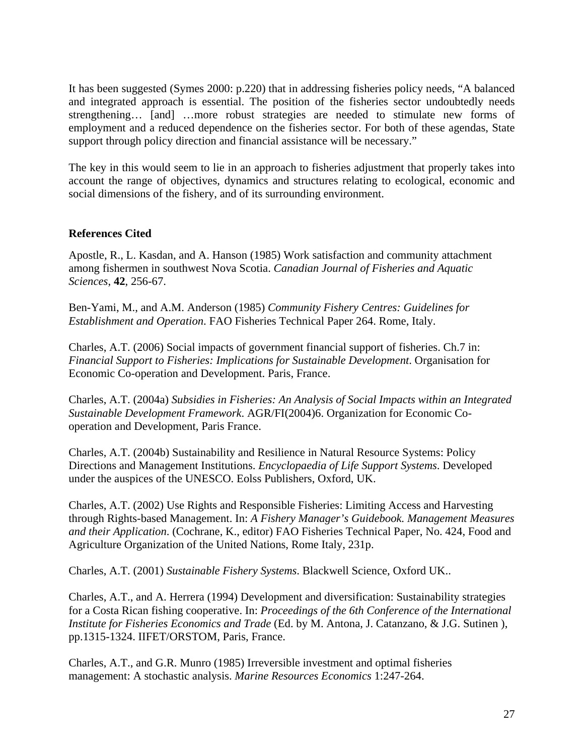It has been suggested (Symes 2000: p.220) that in addressing fisheries policy needs, "A balanced and integrated approach is essential. The position of the fisheries sector undoubtedly needs strengthening… [and] …more robust strategies are needed to stimulate new forms of employment and a reduced dependence on the fisheries sector. For both of these agendas, State support through policy direction and financial assistance will be necessary."

The key in this would seem to lie in an approach to fisheries adjustment that properly takes into account the range of objectives, dynamics and structures relating to ecological, economic and social dimensions of the fishery, and of its surrounding environment.

**References Cited**

Apostle, R., L. Kasdan, and A. Hanson (1985) Work satisfaction and community attachment among fishermen in southwest Nova Scotia. *Canadian Journal of Fisheries and Aquatic Sciences*, **42**, 256-67.

Ben-Yami, M., and A.M. Anderson (1985) *Community Fishery Centres: Guidelines for Establishment and Operation.* FAO Fisheries Technical Paper 264. Rome, Italy.

Charles, A.T. (2006) Social impacts of government financial support of fisheries. Ch.7 in: *Financial Support to Fisheries: Implications for Sustainable Development*. Organisation for Economic Co-operation and Development. Paris, France.

Charles, A.T. (2004a) *Subsidies in Fisheries: An Analysis of Social Impacts within an Integrated Sustainable Development Framework.* AGR/FI(2004)6. Organization for Economic Co-operation and Development, Paris France.

Charles, A.T. (2004b) Sustainability and Resilience in Natural Resource Systems: Policy Directions and Management Institutions. *Encyclopaedia of Life Support Systems*. Developed under the auspices of the UNESCO. Eolss Publishers, Oxford, UK.

Charles, A.T. (2002) Use Rights and Responsible Fisheries: Limiting Access and Harvesting through Rights-based Management. In: *A Fishery Manager's Guidebook. Management Measures and their Application*. (Cochrane, K., editor) FAO Fisheries Technical Paper, No. 424, Food and Agriculture Organization of the United Nations, Rome Italy, 231p.

Charles, A.T. (2001) *Sustainable Fishery Systems*. Blackwell Science, Oxford UK..

Charles, A.T., and A. Herrera (1994) Development and diversification: Sustainability strategies for a Costa Rican fishing cooperative. In: *Proceedings of the 6th Conference of the International Institute for Fisheries Economics and Trade* (Ed. by M. Antona, J. Catanzano, & J.G. Sutinen ), pp.1315-1324. IIFET/ORSTOM, Paris, France.

Charles, A.T., and G.R. Munro (1985) Irreversible investment and optimal fisheries management: A stochastic analysis. *Marine Resources Economics* 1:247-264.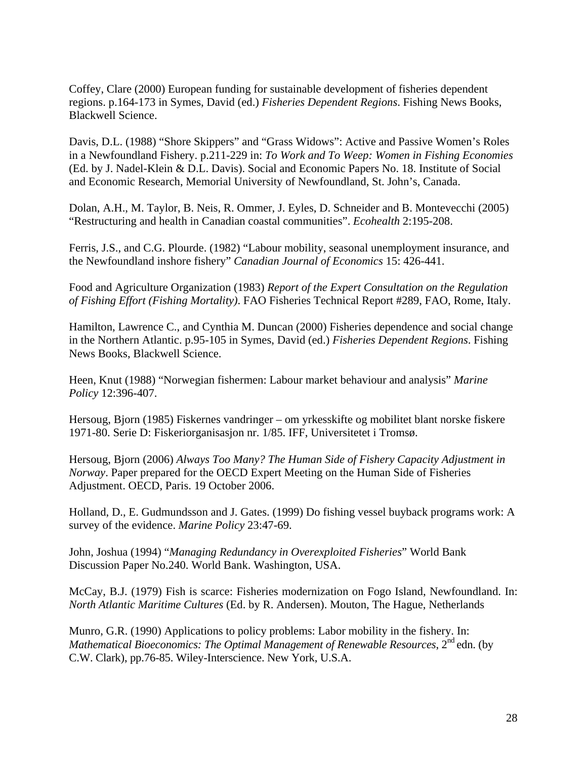Coffey, Clare (2000) European funding for sustainable development of fisheries dependent regions. p.164-173 in Symes, David (ed.) *Fisheries Dependent Regions*. Fishing News Books, Blackwell Science.

Davis, D.L. (1988) "Shore Skippers" and "Grass Widows": Active and Passive Women's Roles in a Newfoundland Fishery. p.211-229 in: *To Work and To Weep: Women in Fishing Economies* (Ed. by J. Nadel-Klein & D.L. Davis). Social and Economic Papers No. 18. Institute of Social and Economic Research, Memorial University of Newfoundland, St. John's, Canada.

Dolan, A.H., M. Taylor, B. Neis, R. Ommer, J. Eyles, D. Schneider and B. Montevecchi (2005) "Restructuring and health in Canadian coastal communities". *Ecohealth* 2:195-208.

Ferris, J.S., and C.G. Plourde. (1982) "Labour mobility, seasonal unemployment insurance, and the Newfoundland inshore fishery" *Canadian Journal of Economics* 15: 426-441.

Food and Agriculture Organization (1983) *Report of the Expert Consultation on the Regulation of Fishing Effort (Fishing Mortality)*. FAO Fisheries Technical Report #289, FAO, Rome, Italy.

Hamilton, Lawrence C., and Cynthia M. Duncan (2000) Fisheries dependence and social change in the Northern Atlantic. p.95-105 in Symes, David (ed.) *Fisheries Dependent Regions*. Fishing News Books, Blackwell Science.

Heen, Knut (1988) "Norwegian fishermen: Labour market behaviour and analysis" *Marine Policy* 12:396-407.

Hersoug, Bjorn (1985) Fiskernes vandringer – om yrkesskifte og mobilitet blant norske fiskere 1971-80. Serie D: Fiskeriorganisasjon nr. 1/85. IFF, Universitetet i Tromsø.

Hersoug, Bjorn (2006) *Always Too Many? The Human Side of Fishery Capacity Adjustment in Norway*. Paper prepared for the OECD Expert Meeting on the Human Side of Fisheries Adjustment. OECD, Paris. 19 October 2006.

Holland, D., E. Gudmundsson and J. Gates. (1999) Do fishing vessel buyback programs work: A survey of the evidence. *Marine Policy* 23:47-69.

John, Joshua (1994) "*Managing Redundancy in Overexploited Fisheries*" World Bank Discussion Paper No.240. World Bank. Washington, USA.

McCay, B.J. (1979) Fish is scarce: Fisheries modernization on Fogo Island, Newfoundland. In: *North Atlantic Maritime Cultures* (Ed. by R. Andersen). Mouton, The Hague, Netherlands

Munro, G.R. (1990) Applications to policy problems: Labor mobility in the fishery. In: *Mathematical Bioeconomics: The Optimal Management of Renewable Resources*, 2nd edn. (by C.W. Clark), pp.76-85. Wiley-Interscience. New York, U.S.A.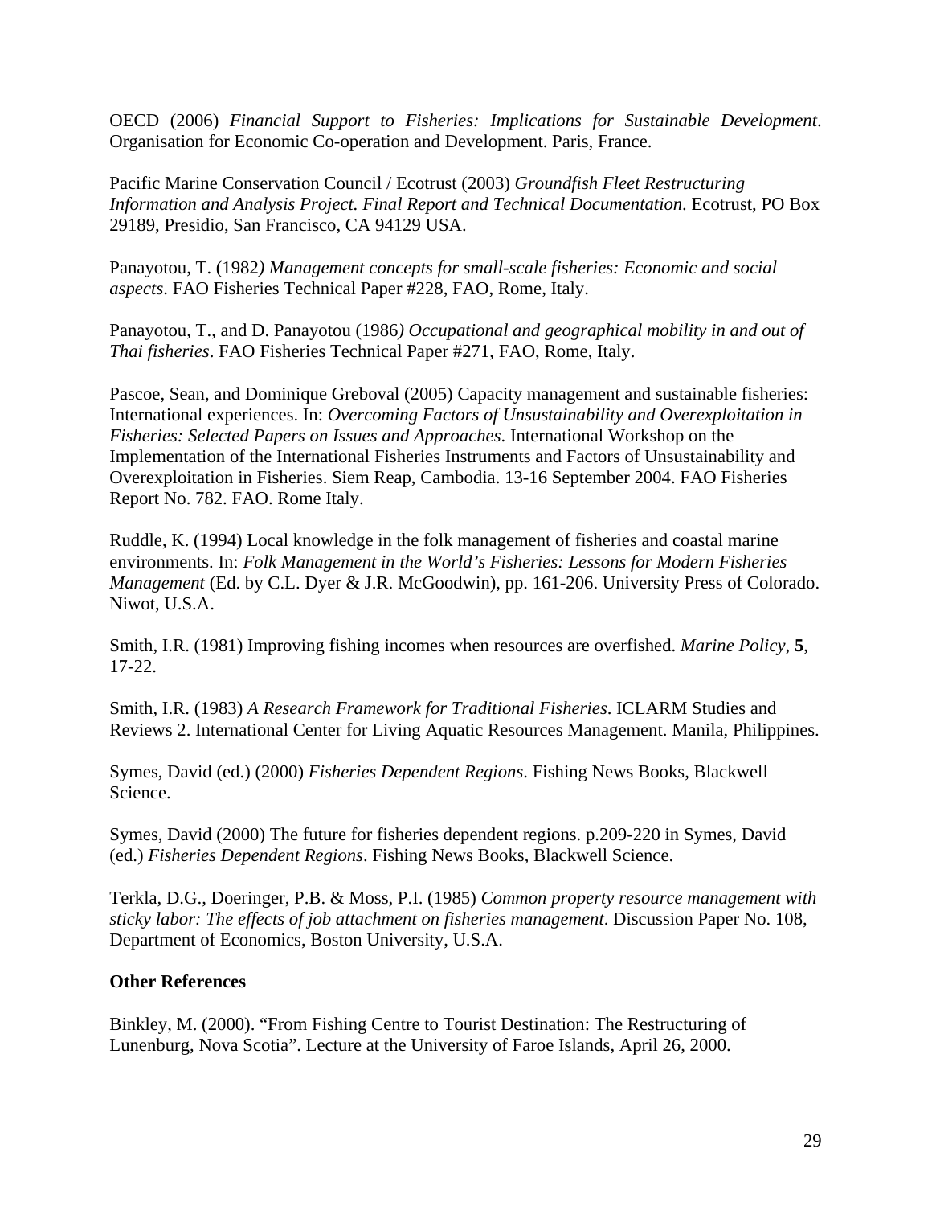OECD (2006) *Financial Support to Fisheries: Implications for Sustainable Development*. Organisation for Economic Co-operation and Development. Paris, France.

Pacific Marine Conservation Council / Ecotrust (2003) *Groundfish Fleet Restructuring Information and Analysis Project. Final Report and Technical Documentation*. Ecotrust, PO Box 29189, Presidio, San Francisco, CA 94129 USA.

Panayotou, T. (1982*) Management concepts for small-scale fisheries: Economic and social aspects*. FAO Fisheries Technical Paper #228, FAO, Rome, Italy.

Panayotou, T., and D. Panayotou (1986*) Occupational and geographical mobility in and out of Thai fisheries*. FAO Fisheries Technical Paper #271, FAO, Rome, Italy.

Pascoe, Sean, and Dominique Greboval (2005) Capacity management and sustainable fisheries: International experiences. In: *Overcoming Factors of Unsustainability and Overexploitation in Fisheries: Selected Papers on Issues and Approaches*. International Workshop on the Implementation of the International Fisheries Instruments and Factors of Unsustainability and Overexploitation in Fisheries. Siem Reap, Cambodia. 13-16 September 2004. FAO Fisheries Report No. 782. FAO. Rome Italy.

Ruddle, K. (1994) Local knowledge in the folk management of fisheries and coastal marine environments. In: *Folk Management in the World's Fisheries: Lessons for Modern Fisheries Management* (Ed. by C.L. Dyer & J.R. McGoodwin), pp. 161-206. University Press of Colorado. Niwot, U.S.A.

Smith, I.R. (1981) Improving fishing incomes when resources are overfished. *Marine Policy*, **5**, 17-22.

Smith, I.R. (1983) *A Research Framework for Traditional Fisheries*. ICLARM Studies and Reviews 2. International Center for Living Aquatic Resources Management. Manila, Philippines.

Symes, David (ed.) (2000) *Fisheries Dependent Regions*. Fishing News Books, Blackwell Science.

Symes, David (2000) The future for fisheries dependent regions. p.209-220 in Symes, David (ed.) *Fisheries Dependent Regions*. Fishing News Books, Blackwell Science.

Terkla, D.G., Doeringer, P.B. & Moss, P.I. (1985) *Common property resource management with sticky labor: The effects of job attachment on fisheries management*. Discussion Paper No. 108, Department of Economics, Boston University, U.S.A.

**Other References**

Binkley, M. (2000). "From Fishing Centre to Tourist Destination: The Restructuring of Lunenburg, Nova Scotia". Lecture at the University of Faroe Islands, April 26, 2000.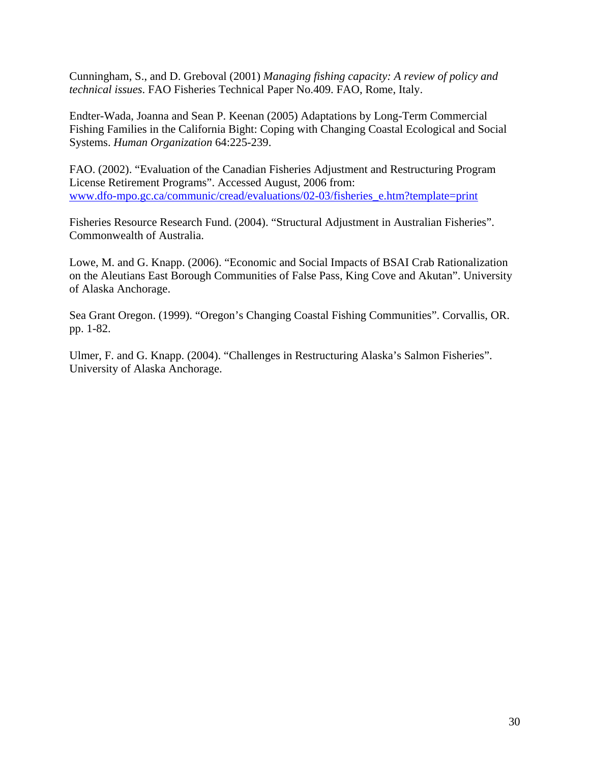Cunningham, S., and D. Greboval (2001) *Managing fishing capacity: A review of policy and technical issues*. FAO Fisheries Technical Paper No.409. FAO, Rome, Italy.

Endter-Wada, Joanna and Sean P. Keenan (2005) Adaptations by Long-Term Commercial Fishing Families in the California Bight: Coping with Changing Coastal Ecological and Social Systems. *Human Organization* 64:225-239.

FAO. (2002). "Evaluation of the Canadian Fisheries Adjustment and Restructuring Program License Retirement Programs". Accessed August, 2006 from: [www.dfo-mpo.gc.ca/communic/cread/evaluations/02-03/fisheries_e.htm?template=print](www.dfo-mpo.gc.ca/communic/cread/evaluations/02-03/fisheries_e.htm?template=print)

Fisheries Resource Research Fund. (2004). "Structural Adjustment in Australian Fisheries". Commonwealth of Australia.

Lowe, M. and G. Knapp. (2006). "Economic and Social Impacts of BSAI Crab Rationalization on the Aleutians East Borough Communities of False Pass, King Cove and Akutan". University of Alaska Anchorage.

Sea Grant Oregon. (1999). "Oregon's Changing Coastal Fishing Communities". Corvallis, OR. pp. 1-82.

Ulmer, F. and G. Knapp. (2004). "Challenges in Restructuring Alaska's Salmon Fisheries". University of Alaska Anchorage.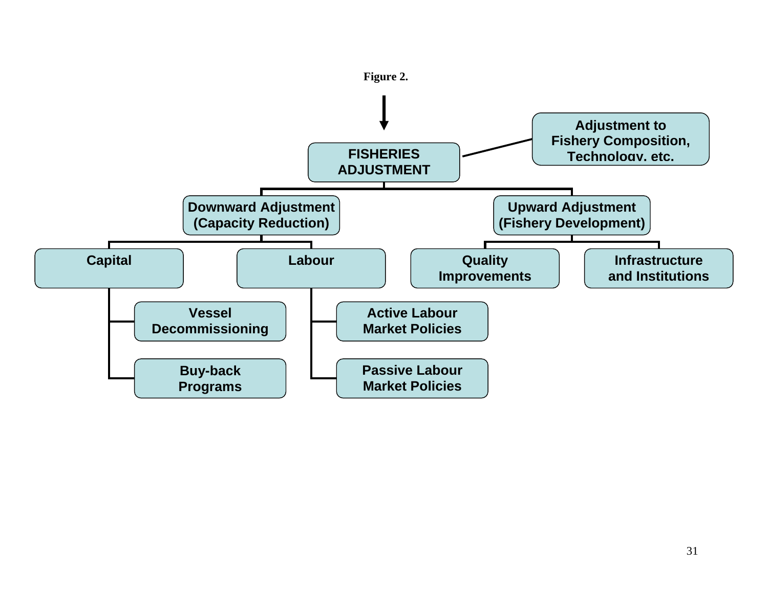**Figure 2.**

FISHERIES ADJUSTMENT

Adjustment to Fishery Composition, Technology, etc.

Downward Adjustment (Capacity Reduction)

Upward Adjustment (Fishery Development)

Capital

Labour

Quality Improvements

Infrastructure and Institutions

Vessel Decommissioning

Buy-back Programs

Active Labour Market Policies

Passive Labour Market Policies